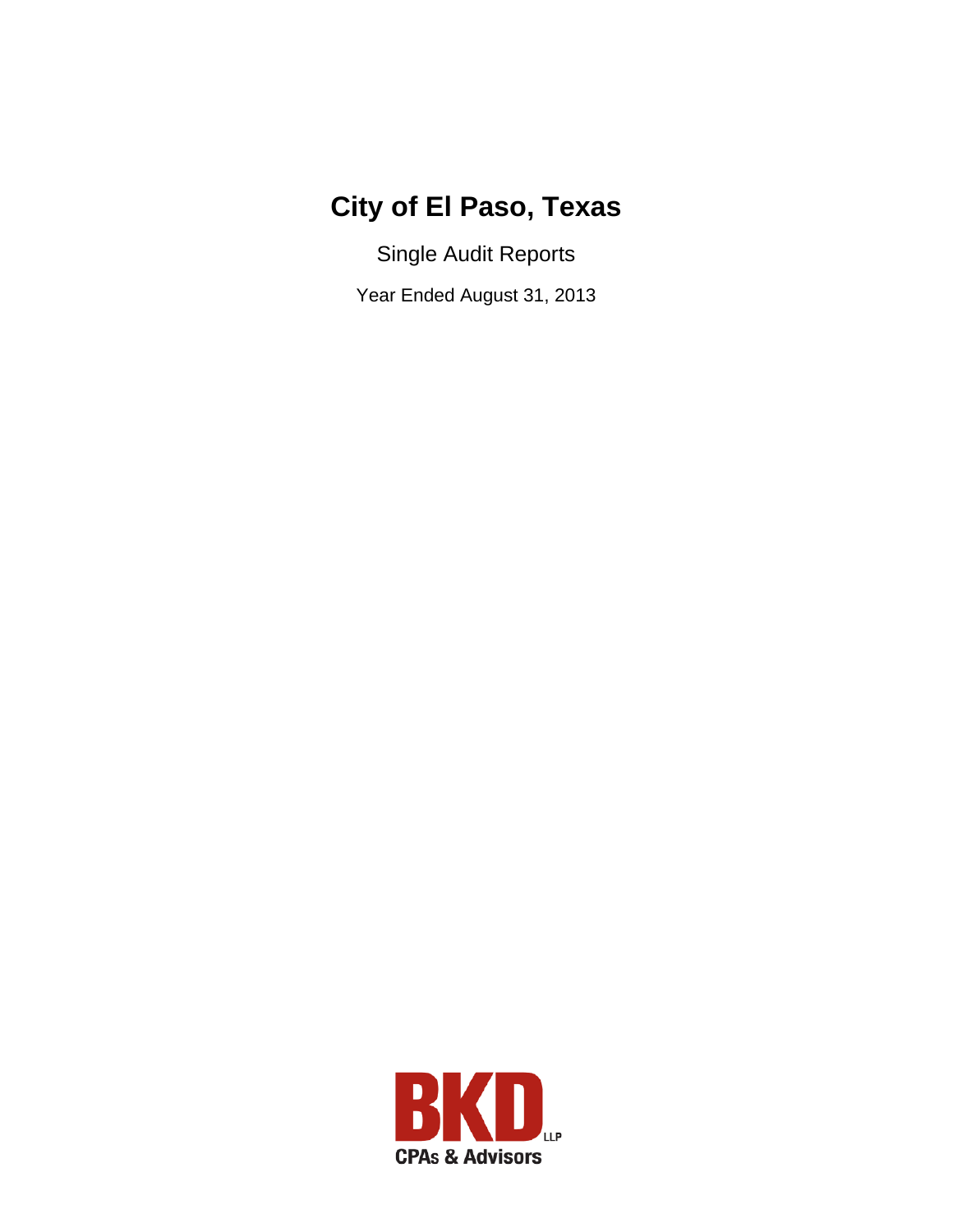# City of El Paso, Texas

Single Audit Reports

Year Ended August 31, 2013

BKD LLP

CPAs & Advisors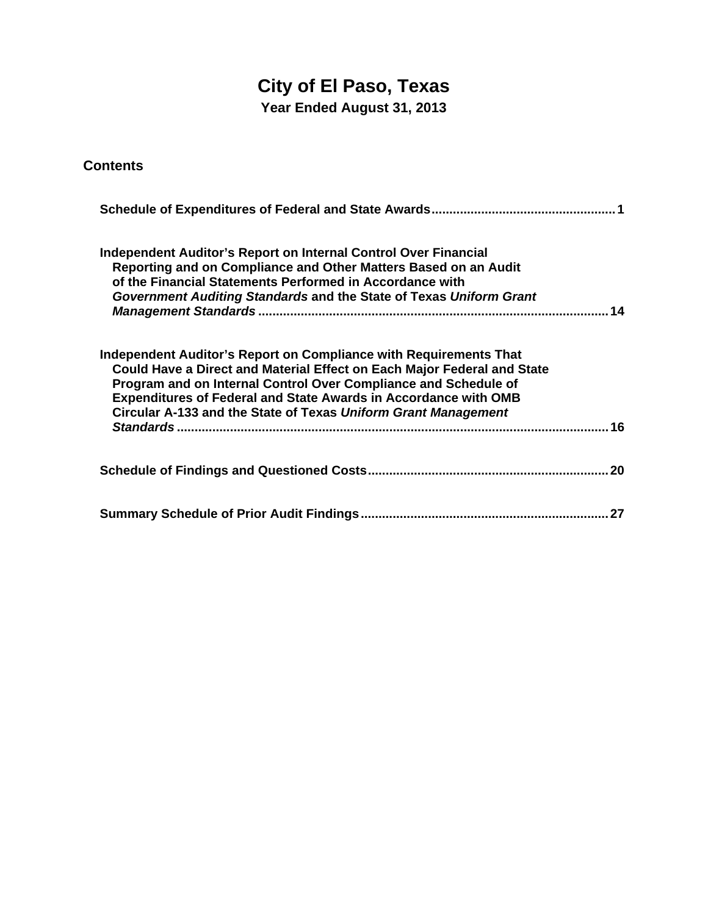# City of El Paso, Texas

**Year Ended August 31, 2013**

## Contents

| | |
|---|---|
| **Schedule of Expenditures of Federal and State Awards** | **1** |
| **Independent Auditor's Report on Internal Control Over Financial Reporting and on Compliance and Other Matters Based on an Audit of the Financial Statements Performed in Accordance with *Government Auditing Standards* and the State of Texas *Uniform Grant Management Standards*** | **14** |
| **Independent Auditor's Report on Compliance with Requirements That Could Have a Direct and Material Effect on Each Major Federal and State Program and on Internal Control Over Compliance and Schedule of Expenditures of Federal and State Awards in Accordance with OMB Circular A-133 and the State of Texas *Uniform Grant Management Standards*** | **16** |
| **Schedule of Findings and Questioned Costs** | **20** |
| **Summary Schedule of Prior Audit Findings** | **27** |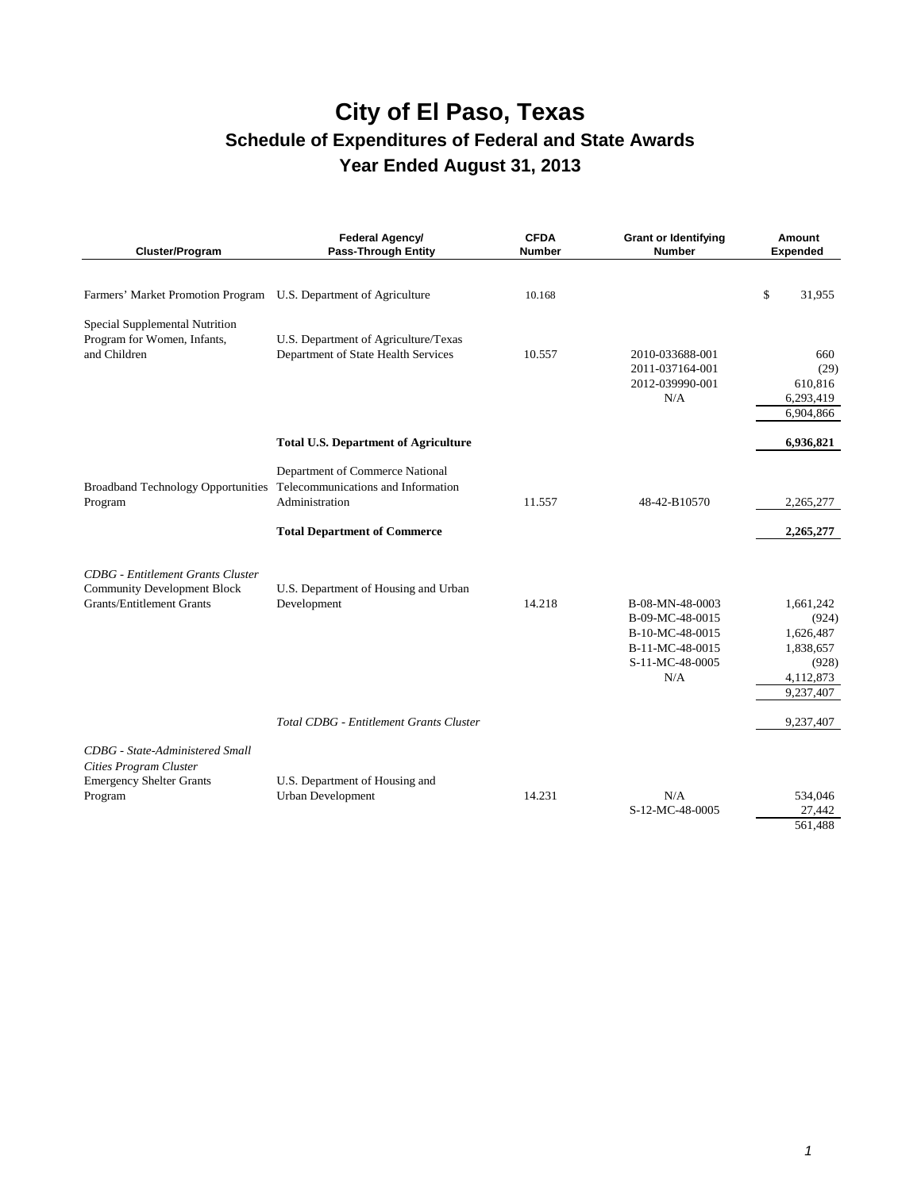# City of El Paso, Texas

## Schedule of Expenditures of Federal and State Awards

## Year Ended August 31, 2013

| Cluster/Program | Federal Agency/ Pass-Through Entity | CFDA Number | Grant or Identifying Number | Amount Expended |
|---|---|---|---|---|
| Farmers' Market Promotion Program | U.S. Department of Agriculture | 10.168 | | $ 31,955 |
| Special Supplemental Nutrition Program for Women, Infants, and Children | U.S. Department of Agriculture/Texas Department of State Health Services | 10.557 | 2010-033688-001 | 660 |
| | | | 2011-037164-001 | (29) |
| | | | 2012-039990-001 | 610,816 |
| | | | N/A | 6,293,419 |
| | | | | 6,904,866 |
| | **Total U.S. Department of Agriculture** | | | **6,936,821** |
| Broadband Technology Opportunities Program | Department of Commerce National Telecommunications and Information Administration | 11.557 | 48-42-B10570 | 2,265,277 |
| | **Total Department of Commerce** | | | **2,265,277** |
| *CDBG - Entitlement Grants Cluster* | | | | |
| Community Development Block Grants/Entitlement Grants | U.S. Department of Housing and Urban Development | 14.218 | B-08-MN-48-0003 | 1,661,242 |
| | | | B-09-MC-48-0015 | (924) |
| | | | B-10-MC-48-0015 | 1,626,487 |
| | | | B-11-MC-48-0015 | 1,838,657 |
| | | | S-11-MC-48-0005 | (928) |
| | | | N/A | 4,112,873 |
| | | | | 9,237,407 |
| | *Total CDBG - Entitlement Grants Cluster* | | | 9,237,407 |
| *CDBG - State-Administered Small Cities Program Cluster* | | | | |
| Emergency Shelter Grants Program | U.S. Department of Housing and Urban Development | 14.231 | N/A | 534,046 |
| | | | S-12-MC-48-0005 | 27,442 |
| | | | | 561,488 |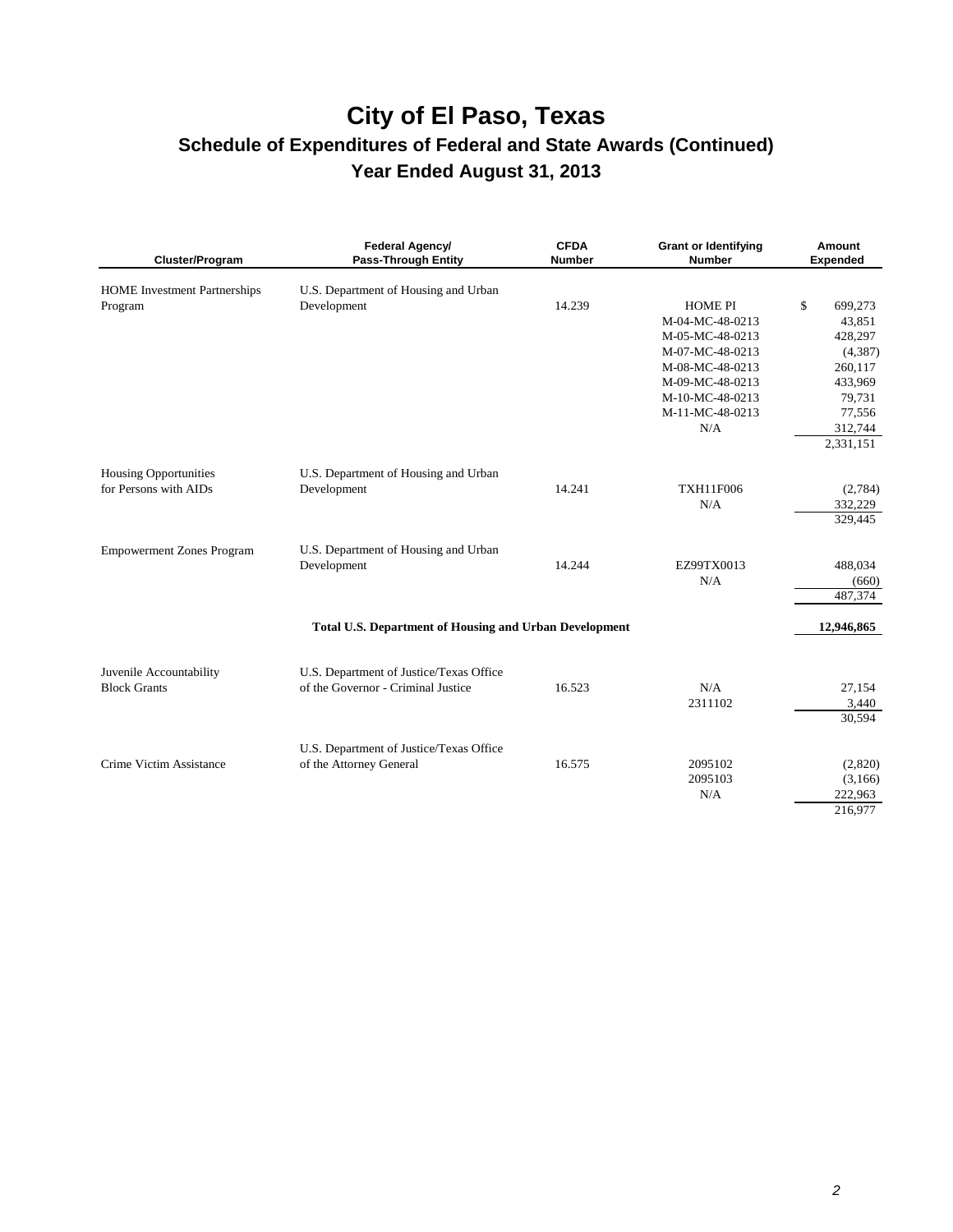# City of El Paso, Texas

## Schedule of Expenditures of Federal and State Awards (Continued)

### Year Ended August 31, 2013

| Cluster/Program | Federal Agency/ Pass-Through Entity | CFDA Number | Grant or Identifying Number | Amount Expended |
|---|---|---|---|---|
| HOME Investment Partnerships Program | U.S. Department of Housing and Urban Development | 14.239 | HOME PI | $ 699,273 |
| | | | M-04-MC-48-0213 | 43,851 |
| | | | M-05-MC-48-0213 | 428,297 |
| | | | M-07-MC-48-0213 | (4,387) |
| | | | M-08-MC-48-0213 | 260,117 |
| | | | M-09-MC-48-0213 | 433,969 |
| | | | M-10-MC-48-0213 | 79,731 |
| | | | M-11-MC-48-0213 | 77,556 |
| | | | N/A | 312,744 |
| | | | | 2,331,151 |
| Housing Opportunities for Persons with AIDs | U.S. Department of Housing and Urban Development | 14.241 | TXH11F006 | (2,784) |
| | | | N/A | 332,229 |
| | | | | 329,445 |
| Empowerment Zones Program | U.S. Department of Housing and Urban Development | 14.244 | EZ99TX0013 | 488,034 |
| | | | N/A | (660) |
| | | | | 487,374 |
| | **Total U.S. Department of Housing and Urban Development** | | | **12,946,865** |
| Juvenile Accountability Block Grants | U.S. Department of Justice/Texas Office of the Governor - Criminal Justice | 16.523 | N/A | 27,154 |
| | | | 2311102 | 3,440 |
| | | | | 30,594 |
| Crime Victim Assistance | U.S. Department of Justice/Texas Office of the Attorney General | 16.575 | 2095102 | (2,820) |
| | | | 2095103 | (3,166) |
| | | | N/A | 222,963 |
| | | | | 216,977 |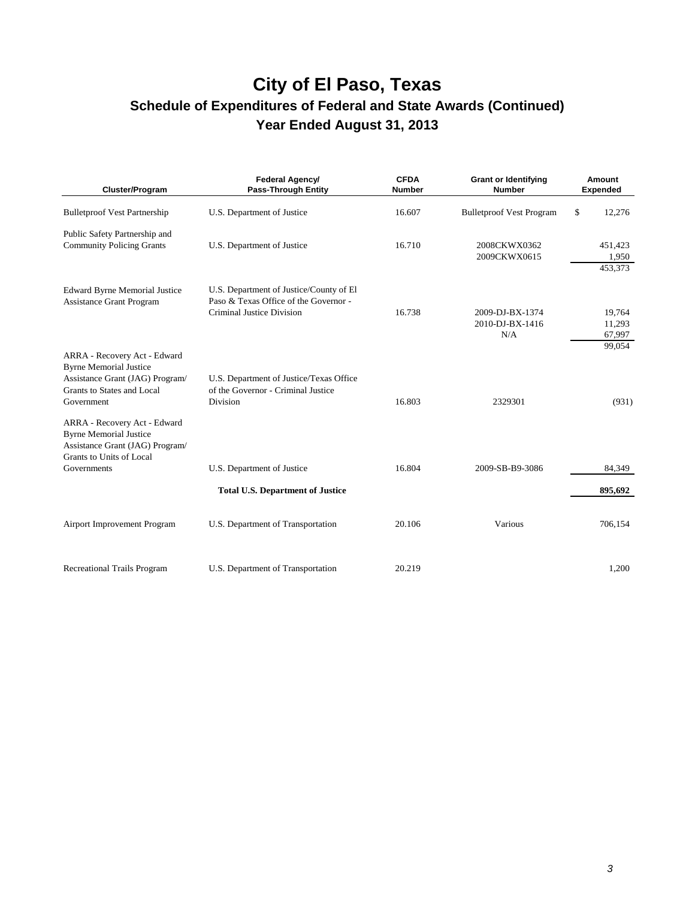# City of El Paso, Texas

## Schedule of Expenditures of Federal and State Awards (Continued)

## Year Ended August 31, 2013

| Cluster/Program | Federal Agency/ Pass-Through Entity | CFDA Number | Grant or Identifying Number | Amount Expended |
|---|---|---|---|---|
| Bulletproof Vest Partnership | U.S. Department of Justice | 16.607 | Bulletproof Vest Program | $ 12,276 |
| Public Safety Partnership and Community Policing Grants | U.S. Department of Justice | 16.710 | 2008CKWX0362 | 451,423 |
| | | | 2009CKWX0615 | 1,950 |
| | | | | 453,373 |
| Edward Byrne Memorial Justice Assistance Grant Program | U.S. Department of Justice/County of El Paso & Texas Office of the Governor - Criminal Justice Division | 16.738 | 2009-DJ-BX-1374 | 19,764 |
| | | | 2010-DJ-BX-1416 | 11,293 |
| | | | N/A | 67,997 |
| | | | | 99,054 |
| ARRA - Recovery Act - Edward Byrne Memorial Justice Assistance Grant (JAG) Program/ Grants to States and Local Government | U.S. Department of Justice/Texas Office of the Governor - Criminal Justice Division | 16.803 | 2329301 | (931) |
| ARRA - Recovery Act - Edward Byrne Memorial Justice Assistance Grant (JAG) Program/ Grants to Units of Local Governments | U.S. Department of Justice | 16.804 | 2009-SB-B9-3086 | 84,349 |
| | **Total U.S. Department of Justice** | | | **895,692** |
| Airport Improvement Program | U.S. Department of Transportation | 20.106 | Various | 706,154 |
| Recreational Trails Program | U.S. Department of Transportation | 20.219 | | 1,200 |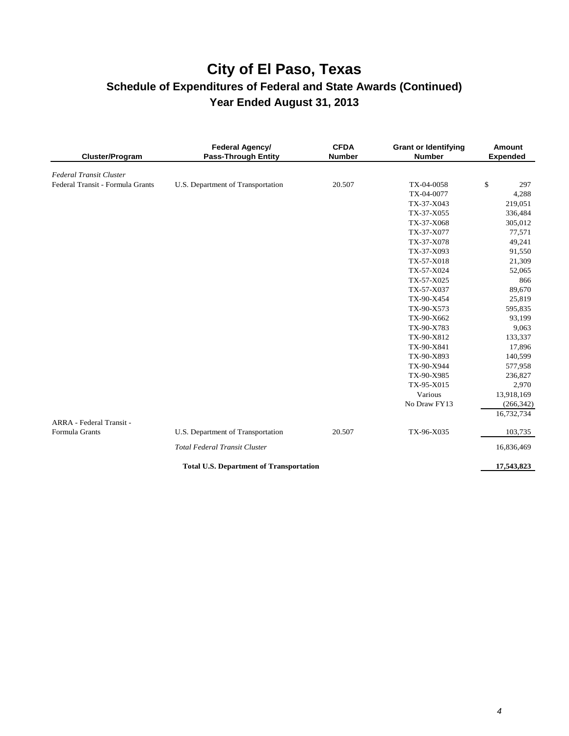# City of El Paso, Texas

## Schedule of Expenditures of Federal and State Awards (Continued)

## Year Ended August 31, 2013

| Cluster/Program | Federal Agency/ Pass-Through Entity | CFDA Number | Grant or Identifying Number | Amount Expended |
|---|---|---|---|---|
| *Federal Transit Cluster* | | | | |
| Federal Transit - Formula Grants | U.S. Department of Transportation | 20.507 | TX-04-0058 | $ 297 |
| | | | TX-04-0077 | 4,288 |
| | | | TX-37-X043 | 219,051 |
| | | | TX-37-X055 | 336,484 |
| | | | TX-37-X068 | 305,012 |
| | | | TX-37-X077 | 77,571 |
| | | | TX-37-X078 | 49,241 |
| | | | TX-37-X093 | 91,550 |
| | | | TX-57-X018 | 21,309 |
| | | | TX-57-X024 | 52,065 |
| | | | TX-57-X025 | 866 |
| | | | TX-57-X037 | 89,670 |
| | | | TX-90-X454 | 25,819 |
| | | | TX-90-X573 | 595,835 |
| | | | TX-90-X662 | 93,199 |
| | | | TX-90-X783 | 9,063 |
| | | | TX-90-X812 | 133,337 |
| | | | TX-90-X841 | 17,896 |
| | | | TX-90-X893 | 140,599 |
| | | | TX-90-X944 | 577,958 |
| | | | TX-90-X985 | 236,827 |
| | | | TX-95-X015 | 2,970 |
| | | | Various | 13,918,169 |
| | | | No Draw FY13 | (266,342) |
| | | | | 16,732,734 |
| ARRA - Federal Transit - Formula Grants | U.S. Department of Transportation | 20.507 | TX-96-X035 | 103,735 |
| | *Total Federal Transit Cluster* | | | 16,836,469 |
| | **Total U.S. Department of Transportation** | | | **17,543,823** |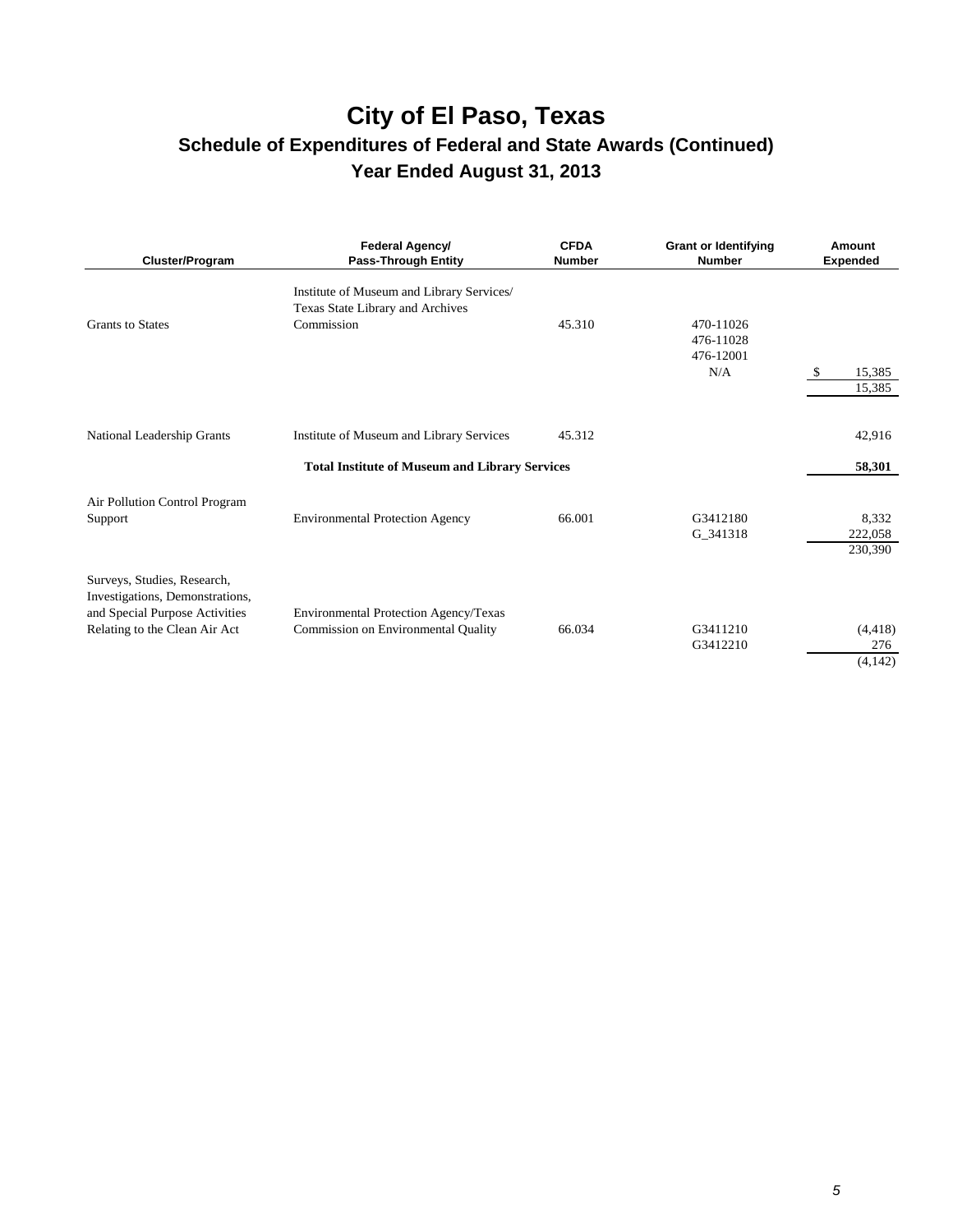# City of El Paso, Texas

## Schedule of Expenditures of Federal and State Awards (Continued)

## Year Ended August 31, 2013

| Cluster/Program | Federal Agency/ Pass-Through Entity | CFDA Number | Grant or Identifying Number | Amount Expended |
|---|---|---|---|---|
| Grants to States | Institute of Museum and Library Services/ Texas State Library and Archives Commission | 45.310 | 470-11026 | |
| | | | 476-11028 | |
| | | | 476-12001 | |
| | | | N/A | $ 15,385 |
| | | | | 15,385 |
| National Leadership Grants | Institute of Museum and Library Services | 45.312 | | 42,916 |
| | **Total Institute of Museum and Library Services** | | | **58,301** |
| Air Pollution Control Program Support | Environmental Protection Agency | 66.001 | G3412180 | 8,332 |
| | | | G_341318 | 222,058 |
| | | | | 230,390 |
| Surveys, Studies, Research, Investigations, Demonstrations, and Special Purpose Activities Relating to the Clean Air Act | Environmental Protection Agency/Texas Commission on Environmental Quality | 66.034 | G3411210 | (4,418) |
| | | | G3412210 | 276 |
| | | | | (4,142) |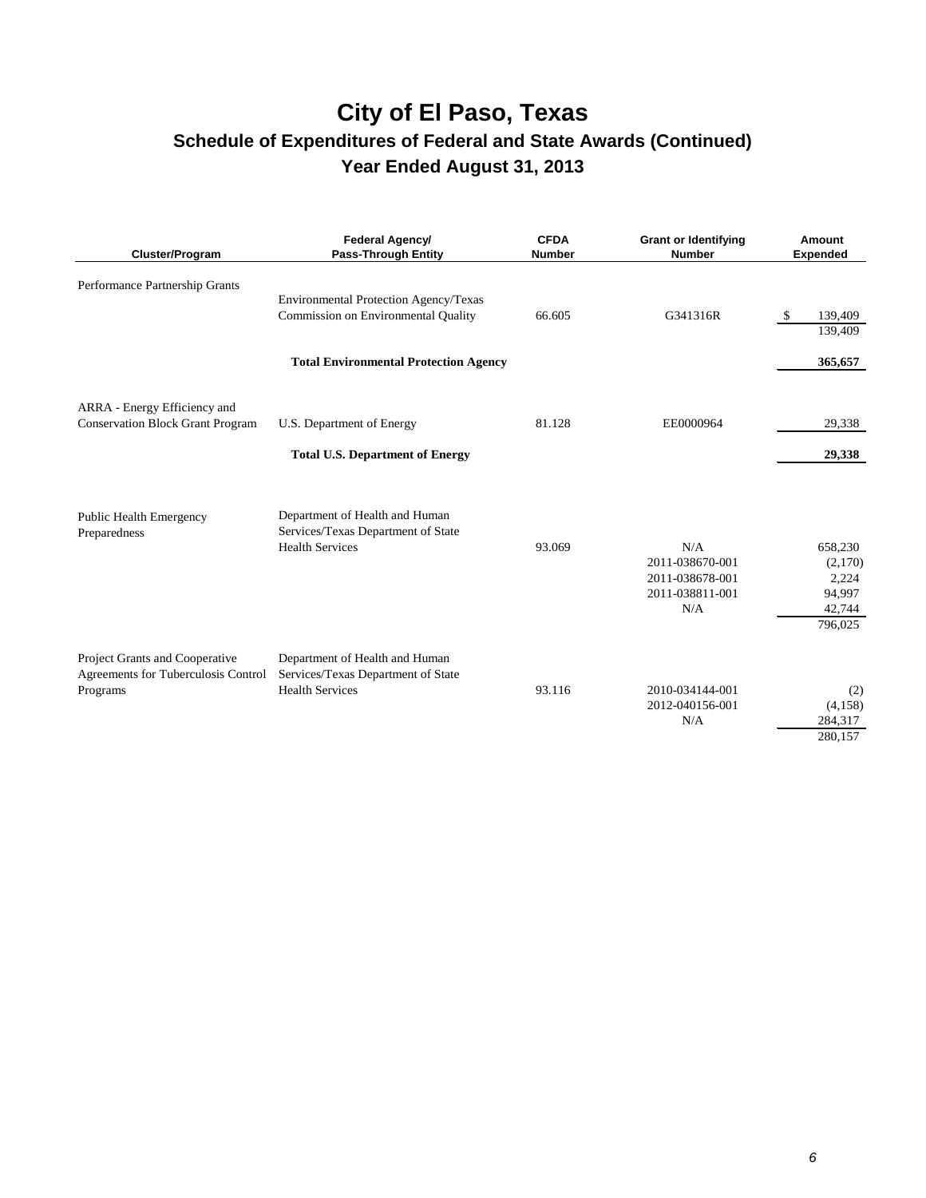# City of El Paso, Texas

## Schedule of Expenditures of Federal and State Awards (Continued)

## Year Ended August 31, 2013

| Cluster/Program | Federal Agency/ Pass-Through Entity | CFDA Number | Grant or Identifying Number | Amount Expended |
|---|---|---|---|---|
| Performance Partnership Grants | Environmental Protection Agency/Texas Commission on Environmental Quality | 66.605 | G341316R | $ 139,409 |
| | | | | 139,409 |
| | **Total Environmental Protection Agency** | | | **365,657** |
| ARRA - Energy Efficiency and Conservation Block Grant Program | U.S. Department of Energy | 81.128 | EE0000964 | 29,338 |
| | **Total U.S. Department of Energy** | | | **29,338** |
| Public Health Emergency Preparedness | Department of Health and Human Services/Texas Department of State Health Services | 93.069 | N/A | 658,230 |
| | | | 2011-038670-001 | (2,170) |
| | | | 2011-038678-001 | 2,224 |
| | | | 2011-038811-001 | 94,997 |
| | | | N/A | 42,744 |
| | | | | 796,025 |
| Project Grants and Cooperative Agreements for Tuberculosis Control Programs | Department of Health and Human Services/Texas Department of State Health Services | 93.116 | 2010-034144-001 | (2) |
| | | | 2012-040156-001 | (4,158) |
| | | | N/A | 284,317 |
| | | | | 280,157 |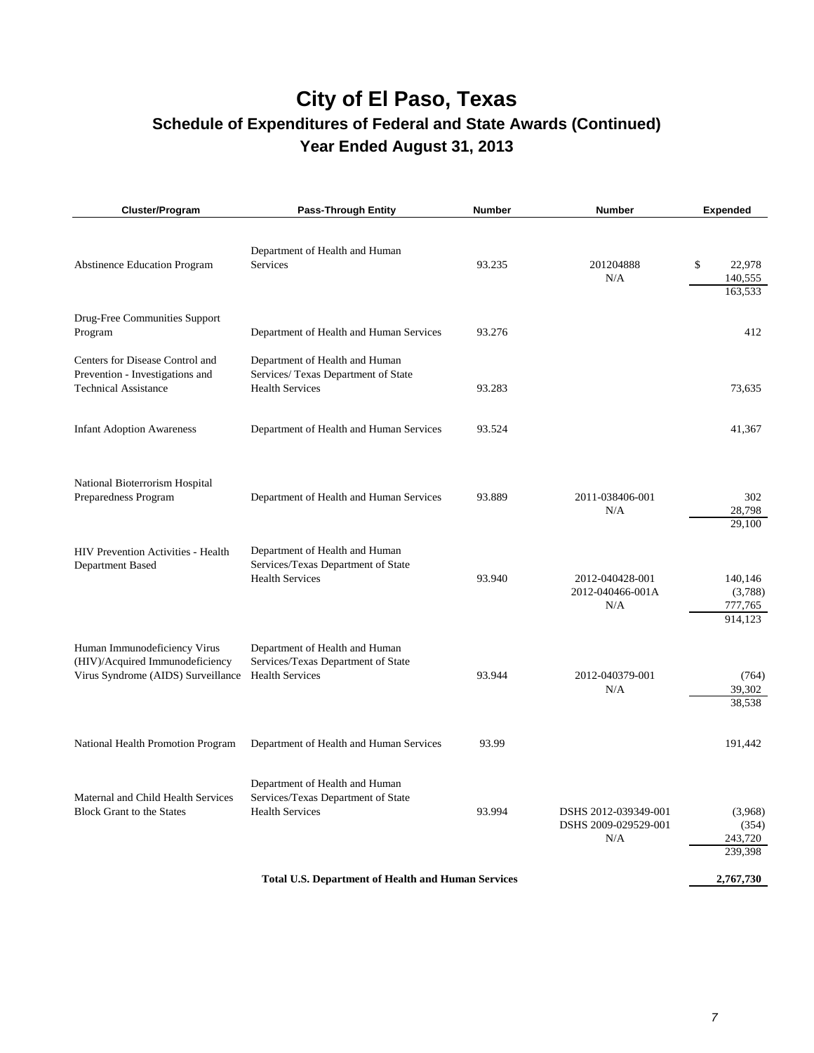# City of El Paso, Texas

## Schedule of Expenditures of Federal and State Awards (Continued)

## Year Ended August 31, 2013

| Cluster/Program | Pass-Through Entity | Number | Number | Expended |
|---|---|---|---|---|
| Abstinence Education Program | Department of Health and Human Services | 93.235 | 201204888 | $ 22,978 |
| | | | N/A | 140,555 |
| | | | | 163,533 |
| Drug-Free Communities Support Program | Department of Health and Human Services | 93.276 | | 412 |
| Centers for Disease Control and Prevention - Investigations and Technical Assistance | Department of Health and Human Services/ Texas Department of State Health Services | 93.283 | | 73,635 |
| Infant Adoption Awareness | Department of Health and Human Services | 93.524 | | 41,367 |
| National Bioterrorism Hospital Preparedness Program | Department of Health and Human Services | 93.889 | 2011-038406-001 | 302 |
| | | | N/A | 28,798 |
| | | | | 29,100 |
| HIV Prevention Activities - Health Department Based | Department of Health and Human Services/Texas Department of State Health Services | 93.940 | 2012-040428-001 | 140,146 |
| | | | 2012-040466-001A | (3,788) |
| | | | N/A | 777,765 |
| | | | | 914,123 |
| Human Immunodeficiency Virus (HIV)/Acquired Immunodeficiency Virus Syndrome (AIDS) Surveillance | Department of Health and Human Services/Texas Department of State Health Services | 93.944 | 2012-040379-001 | (764) |
| | | | N/A | 39,302 |
| | | | | 38,538 |
| National Health Promotion Program | Department of Health and Human Services | 93.99 | | 191,442 |
| Maternal and Child Health Services Block Grant to the States | Department of Health and Human Services/Texas Department of State Health Services | 93.994 | DSHS 2012-039349-001 | (3,968) |
| | | | DSHS 2009-029529-001 | (354) |
| | | | N/A | 243,720 |
| | | | | 239,398 |
| | **Total U.S. Department of Health and Human Services** | | | **2,767,730** |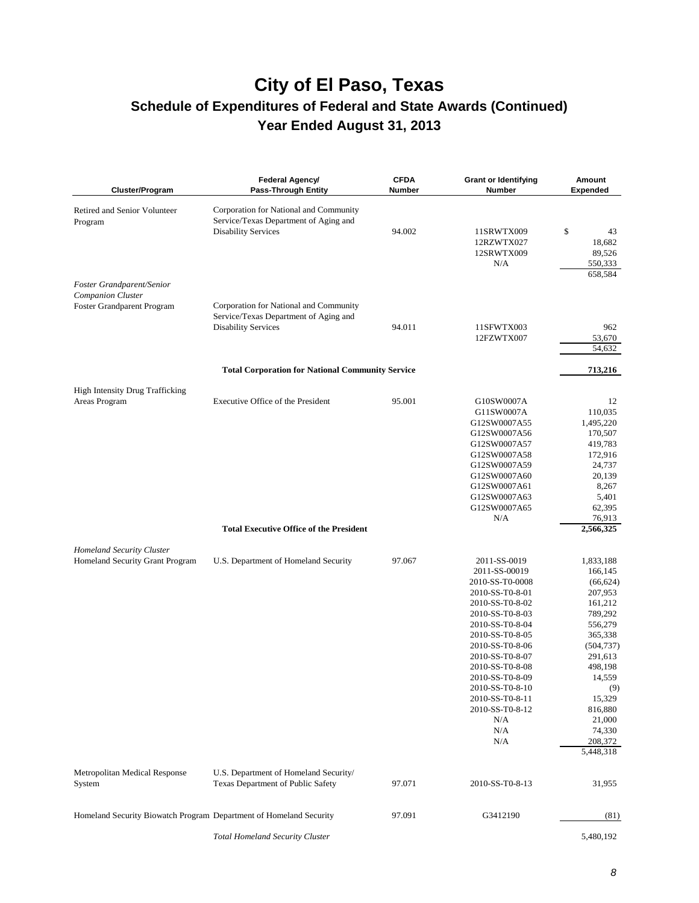# City of El Paso, Texas

## Schedule of Expenditures of Federal and State Awards (Continued)

## Year Ended August 31, 2013

| Cluster/Program | Federal Agency/ Pass-Through Entity | CFDA Number | Grant or Identifying Number | Amount Expended |
|---|---|---|---|---|
| Retired and Senior Volunteer Program | Corporation for National and Community Service/Texas Department of Aging and Disability Services | 94.002 | 11SRWTX009 | $ 43 |
| | | | 12RZWTX027 | 18,682 |
| | | | 12SRWTX009 | 89,526 |
| | | | N/A | 550,333 |
| | | | | 658,584 |
| *Foster Grandparent/Senior Companion Cluster* | | | | |
| Foster Grandparent Program | Corporation for National and Community Service/Texas Department of Aging and Disability Services | 94.011 | 11SFWTX003 | 962 |
| | | | 12FZWTX007 | 53,670 |
| | | | | 54,632 |
| | **Total Corporation for National Community Service** | | | **713,216** |
| High Intensity Drug Trafficking Areas Program | Executive Office of the President | 95.001 | G10SW0007A | 12 |
| | | | G11SW0007A | 110,035 |
| | | | G12SW0007A55 | 1,495,220 |
| | | | G12SW0007A56 | 170,507 |
| | | | G12SW0007A57 | 419,783 |
| | | | G12SW0007A58 | 172,916 |
| | | | G12SW0007A59 | 24,737 |
| | | | G12SW0007A60 | 20,139 |
| | | | G12SW0007A61 | 8,267 |
| | | | G12SW0007A63 | 5,401 |
| | | | G12SW0007A65 | 62,395 |
| | | | N/A | 76,913 |
| | **Total Executive Office of the President** | | | **2,566,325** |
| *Homeland Security Cluster* | | | | |
| Homeland Security Grant Program | U.S. Department of Homeland Security | 97.067 | 2011-SS-0019 | 1,833,188 |
| | | | 2011-SS-00019 | 166,145 |
| | | | 2010-SS-T0-0008 | (66,624) |
| | | | 2010-SS-T0-8-01 | 207,953 |
| | | | 2010-SS-T0-8-02 | 161,212 |
| | | | 2010-SS-T0-8-03 | 789,292 |
| | | | 2010-SS-T0-8-04 | 556,279 |
| | | | 2010-SS-T0-8-05 | 365,338 |
| | | | 2010-SS-T0-8-06 | (504,737) |
| | | | 2010-SS-T0-8-07 | 291,613 |
| | | | 2010-SS-T0-8-08 | 498,198 |
| | | | 2010-SS-T0-8-09 | 14,559 |
| | | | 2010-SS-T0-8-10 | (9) |
| | | | 2010-SS-T0-8-11 | 15,329 |
| | | | 2010-SS-T0-8-12 | 816,880 |
| | | | N/A | 21,000 |
| | | | N/A | 74,330 |
| | | | N/A | 208,372 |
| | | | | 5,448,318 |
| Metropolitan Medical Response System | U.S. Department of Homeland Security/ Texas Department of Public Safety | 97.071 | 2010-SS-T0-8-13 | 31,955 |
| Homeland Security Biowatch Program | Department of Homeland Security | 97.091 | G3412190 | (81) |
| | *Total Homeland Security Cluster* | | | 5,480,192 |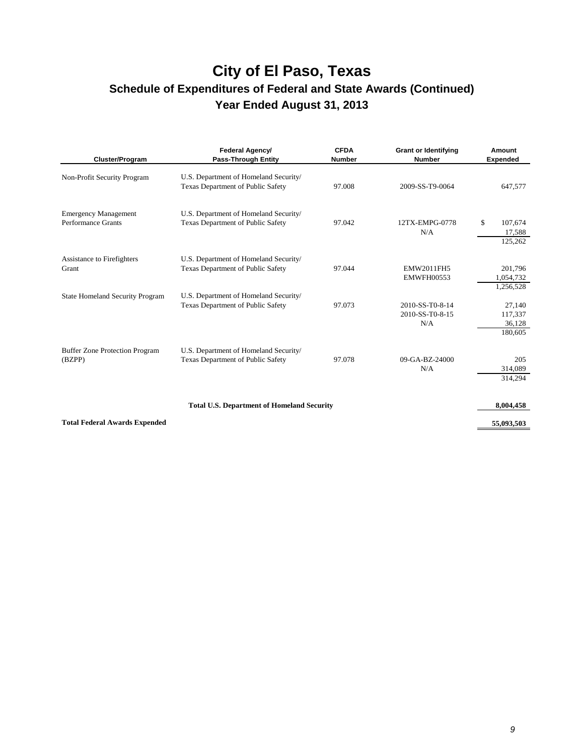# City of El Paso, Texas

## Schedule of Expenditures of Federal and State Awards (Continued)

## Year Ended August 31, 2013

| Cluster/Program | Federal Agency/ Pass-Through Entity | CFDA Number | Grant or Identifying Number | Amount Expended |
|---|---|---|---|---|
| Non-Profit Security Program | U.S. Department of Homeland Security/ Texas Department of Public Safety | 97.008 | 2009-SS-T9-0064 | 647,577 |
| Emergency Management Performance Grants | U.S. Department of Homeland Security/ Texas Department of Public Safety | 97.042 | 12TX-EMPG-0778 | $ 107,674 |
| | | | N/A | 17,588 |
| | | | | 125,262 |
| Assistance to Firefighters Grant | U.S. Department of Homeland Security/ Texas Department of Public Safety | 97.044 | EMW2011FH5 | 201,796 |
| | | | EMWFH00553 | 1,054,732 |
| | | | | 1,256,528 |
| State Homeland Security Program | U.S. Department of Homeland Security/ Texas Department of Public Safety | 97.073 | 2010-SS-T0-8-14 | 27,140 |
| | | | 2010-SS-T0-8-15 | 117,337 |
| | | | N/A | 36,128 |
| | | | | 180,605 |
| Buffer Zone Protection Program (BZPP) | U.S. Department of Homeland Security/ Texas Department of Public Safety | 97.078 | 09-GA-BZ-24000 | 205 |
| | | | N/A | 314,089 |
| | | | | 314,294 |
| | **Total U.S. Department of Homeland Security** | | | **8,004,458** |
| **Total Federal Awards Expended** | | | | **55,093,503** |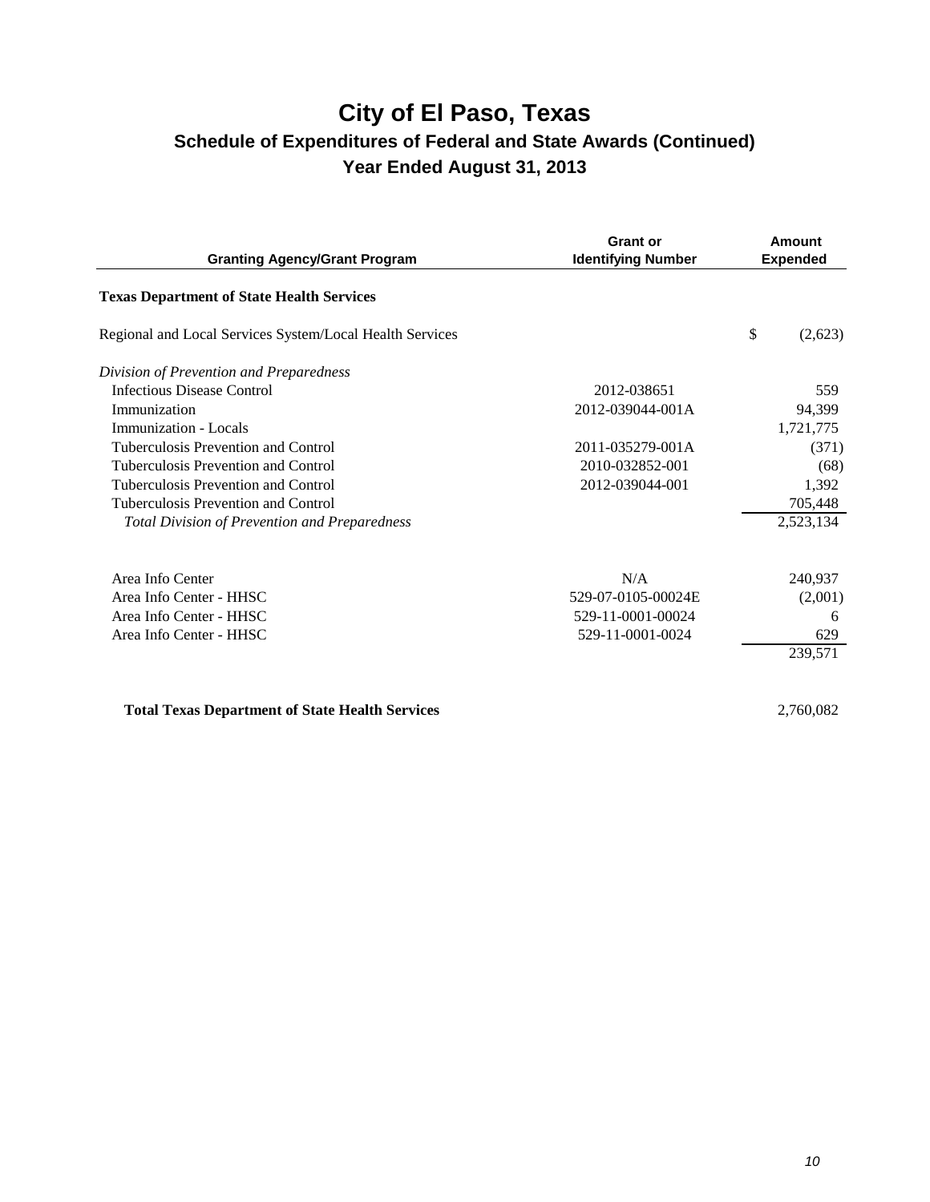# City of El Paso, Texas

## Schedule of Expenditures of Federal and State Awards (Continued)

## Year Ended August 31, 2013

| Granting Agency/Grant Program | Grant or Identifying Number | Amount Expended |
|---|---|---|
| **Texas Department of State Health Services** | | |
| Regional and Local Services System/Local Health Services | | $ (2,623) |
| *Division of Prevention and Preparedness* | | |
| Infectious Disease Control | 2012-038651 | 559 |
| Immunization | 2012-039044-001A | 94,399 |
| Immunization - Locals | | 1,721,775 |
| Tuberculosis Prevention and Control | 2011-035279-001A | (371) |
| Tuberculosis Prevention and Control | 2010-032852-001 | (68) |
| Tuberculosis Prevention and Control | 2012-039044-001 | 1,392 |
| Tuberculosis Prevention and Control | | 705,448 |
| *Total Division of Prevention and Preparedness* | | 2,523,134 |
| Area Info Center | N/A | 240,937 |
| Area Info Center - HHSC | 529-07-0105-00024E | (2,001) |
| Area Info Center - HHSC | 529-11-0001-00024 | 6 |
| Area Info Center - HHSC | 529-11-0001-0024 | 629 |
| | | 239,571 |
| **Total Texas Department of State Health Services** | | 2,760,082 |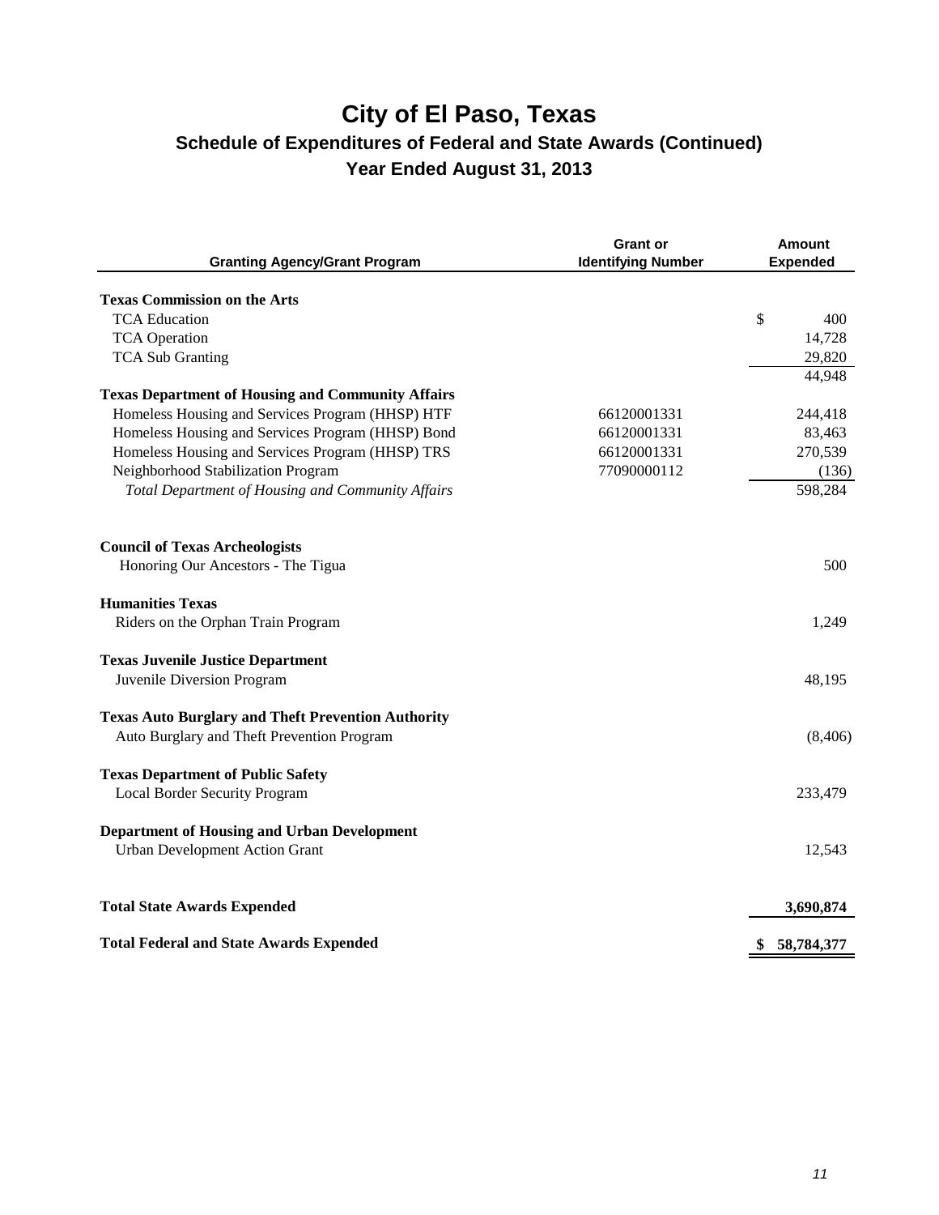# City of El Paso, Texas

## Schedule of Expenditures of Federal and State Awards (Continued)

### Year Ended August 31, 2013

| Granting Agency/Grant Program | Grant or Identifying Number | Amount Expended |
|---|---|---|
| **Texas Commission on the Arts** | | |
| TCA Education | | $ 400 |
| TCA Operation | | 14,728 |
| TCA Sub Granting | | 29,820 |
| | | 44,948 |
| **Texas Department of Housing and Community Affairs** | | |
| Homeless Housing and Services Program (HHSP) HTF | 66120001331 | 244,418 |
| Homeless Housing and Services Program (HHSP) Bond | 66120001331 | 83,463 |
| Homeless Housing and Services Program (HHSP) TRS | 66120001331 | 270,539 |
| Neighborhood Stabilization Program | 77090000112 | (136) |
| *Total Department of Housing and Community Affairs* | | 598,284 |
| **Council of Texas Archeologists** | | |
| Honoring Our Ancestors - The Tigua | | 500 |
| **Humanities Texas** | | |
| Riders on the Orphan Train Program | | 1,249 |
| **Texas Juvenile Justice Department** | | |
| Juvenile Diversion Program | | 48,195 |
| **Texas Auto Burglary and Theft Prevention Authority** | | |
| Auto Burglary and Theft Prevention Program | | (8,406) |
| **Texas Department of Public Safety** | | |
| Local Border Security Program | | 233,479 |
| **Department of Housing and Urban Development** | | |
| Urban Development Action Grant | | 12,543 |
| **Total State Awards Expended** | | **3,690,874** |
| **Total Federal and State Awards Expended** | | **$ 58,784,377** |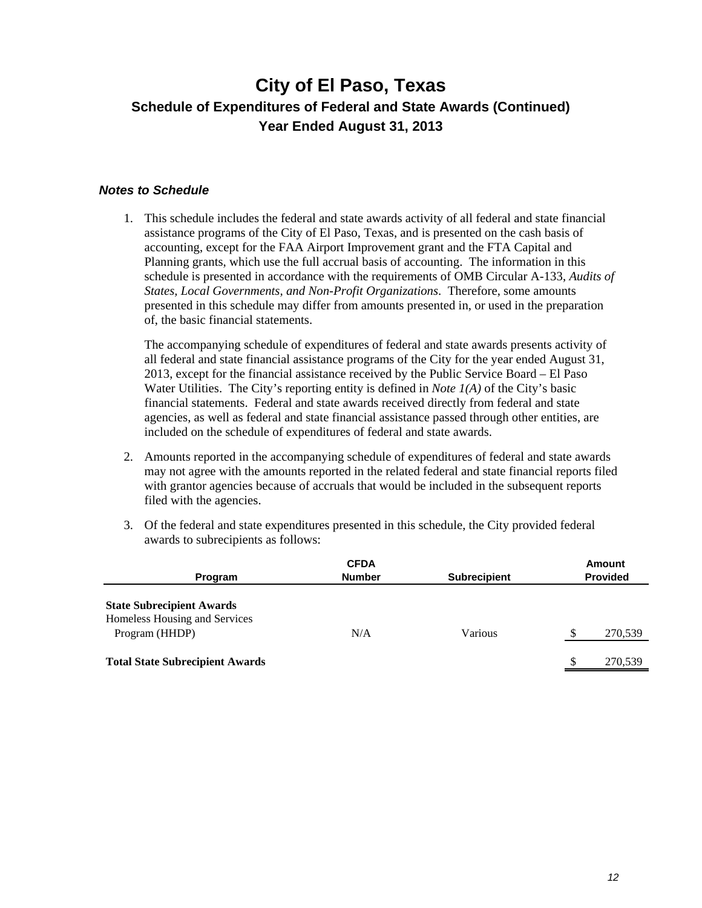# City of El Paso, Texas

## Schedule of Expenditures of Federal and State Awards (Continued)

## Year Ended August 31, 2013

### *Notes to Schedule*

1. This schedule includes the federal and state awards activity of all federal and state financial assistance programs of the City of El Paso, Texas, and is presented on the cash basis of accounting, except for the FAA Airport Improvement grant and the FTA Capital and Planning grants, which use the full accrual basis of accounting. The information in this schedule is presented in accordance with the requirements of OMB Circular A-133, *Audits of States, Local Governments, and Non-Profit Organizations*. Therefore, some amounts presented in this schedule may differ from amounts presented in, or used in the preparation of, the basic financial statements.

   The accompanying schedule of expenditures of federal and state awards presents activity of all federal and state financial assistance programs of the City for the year ended August 31, 2013, except for the financial assistance received by the Public Service Board – El Paso Water Utilities. The City's reporting entity is defined in *Note 1(A)* of the City's basic financial statements. Federal and state awards received directly from federal and state agencies, as well as federal and state financial assistance passed through other entities, are included on the schedule of expenditures of federal and state awards.

2. Amounts reported in the accompanying schedule of expenditures of federal and state awards may not agree with the amounts reported in the related federal and state financial reports filed with grantor agencies because of accruals that would be included in the subsequent reports filed with the agencies.

3. Of the federal and state expenditures presented in this schedule, the City provided federal awards to subrecipients as follows:

| Program | CFDA Number | Subrecipient | Amount Provided |
|---|---|---|---|
| **State Subrecipient Awards** | | | |
| Homeless Housing and Services Program (HHDP) | N/A | Various | $ 270,539 |
| **Total State Subrecipient Awards** | | | $ 270,539 |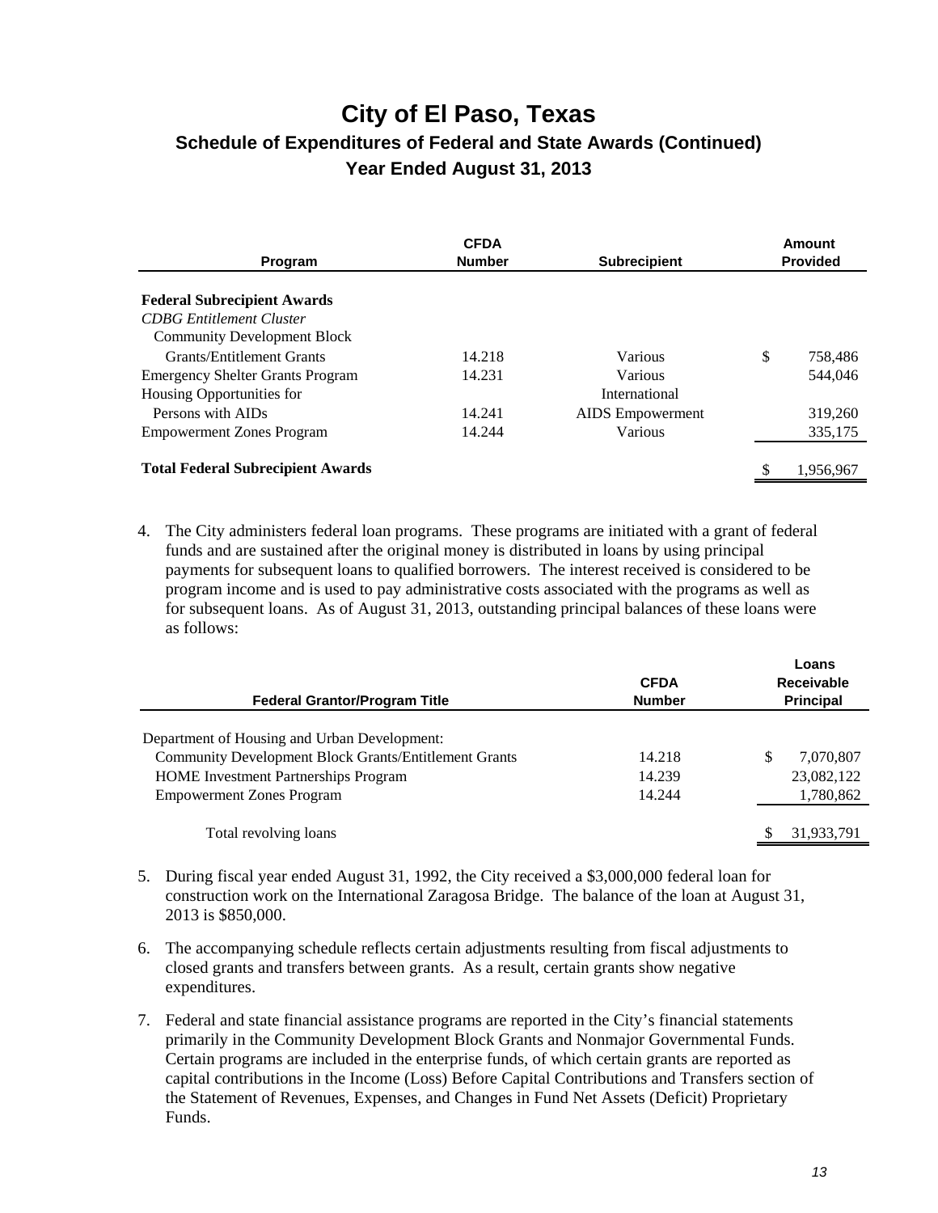# City of El Paso, Texas

## Schedule of Expenditures of Federal and State Awards (Continued)

### Year Ended August 31, 2013

| Program | CFDA Number | Subrecipient | Amount Provided |
|---|---|---|---|
| **Federal Subrecipient Awards** | | | |
| *CDBG Entitlement Cluster* | | | |
| Community Development Block Grants/Entitlement Grants | 14.218 | Various | $ 758,486 |
| Emergency Shelter Grants Program | 14.231 | Various | 544,046 |
| Housing Opportunities for Persons with AIDs | 14.241 | International AIDS Empowerment | 319,260 |
| Empowerment Zones Program | 14.244 | Various | 335,175 |
| **Total Federal Subrecipient Awards** | | | $ 1,956,967 |

4. The City administers federal loan programs. These programs are initiated with a grant of federal funds and are sustained after the original money is distributed in loans by using principal payments for subsequent loans to qualified borrowers. The interest received is considered to be program income and is used to pay administrative costs associated with the programs as well as for subsequent loans. As of August 31, 2013, outstanding principal balances of these loans were as follows:

| Federal Grantor/Program Title | CFDA Number | Loans Receivable Principal |
|---|---|---|
| Department of Housing and Urban Development: | | |
| Community Development Block Grants/Entitlement Grants | 14.218 | $ 7,070,807 |
| HOME Investment Partnerships Program | 14.239 | 23,082,122 |
| Empowerment Zones Program | 14.244 | 1,780,862 |
| Total revolving loans | | $ 31,933,791 |

5. During fiscal year ended August 31, 1992, the City received a $3,000,000 federal loan for construction work on the International Zaragosa Bridge. The balance of the loan at August 31, 2013 is $850,000.

6. The accompanying schedule reflects certain adjustments resulting from fiscal adjustments to closed grants and transfers between grants. As a result, certain grants show negative expenditures.

7. Federal and state financial assistance programs are reported in the City's financial statements primarily in the Community Development Block Grants and Nonmajor Governmental Funds. Certain programs are included in the enterprise funds, of which certain grants are reported as capital contributions in the Income (Loss) Before Capital Contributions and Transfers section of the Statement of Revenues, Expenses, and Changes in Fund Net Assets (Deficit) Proprietary Funds.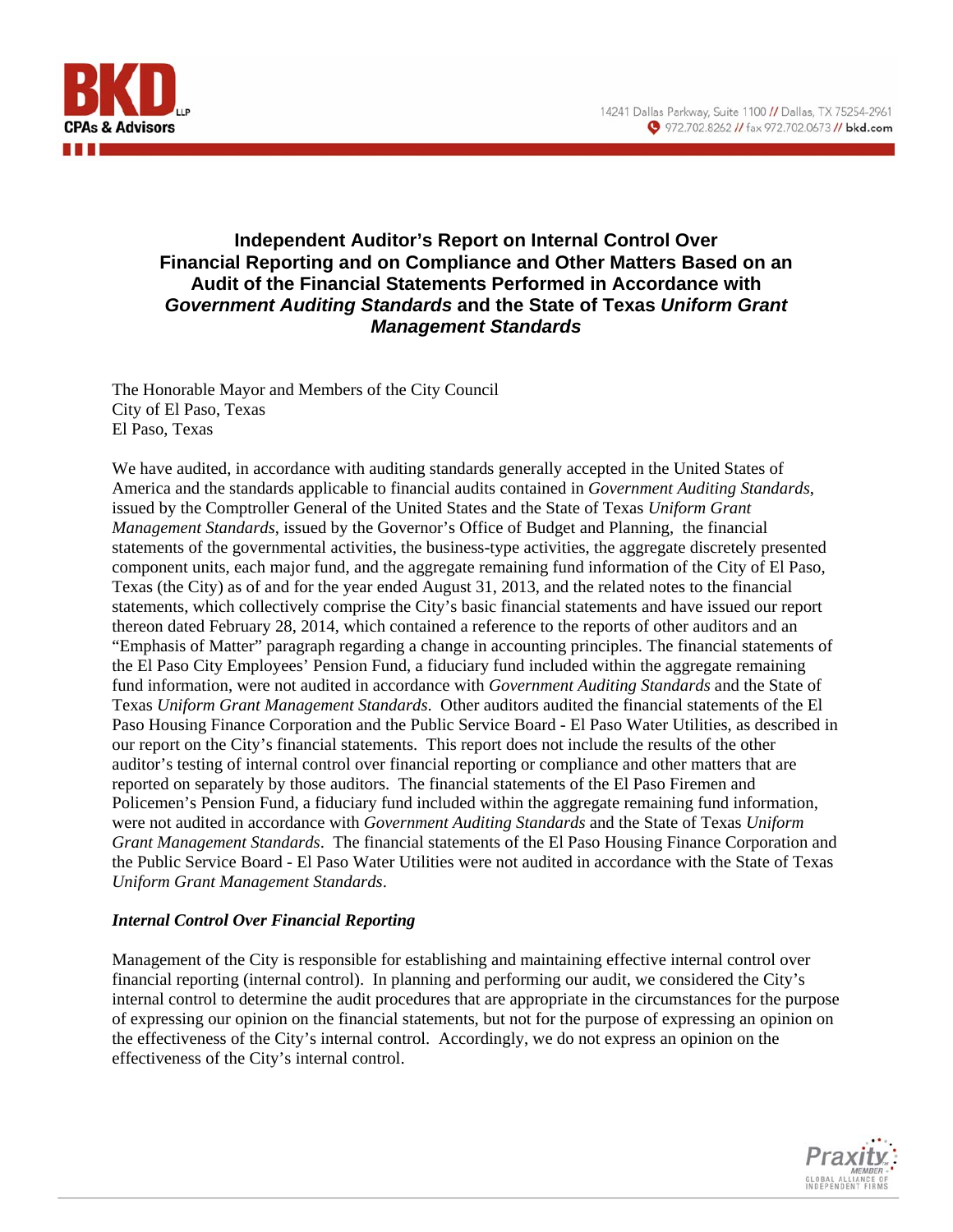# Independent Auditor's Report on Internal Control Over Financial Reporting and on Compliance and Other Matters Based on an Audit of the Financial Statements Performed in Accordance with *Government Auditing Standards* and the State of Texas *Uniform Grant Management Standards*

The Honorable Mayor and Members of the City Council
City of El Paso, Texas
El Paso, Texas

We have audited, in accordance with auditing standards generally accepted in the United States of America and the standards applicable to financial audits contained in *Government Auditing Standards*, issued by the Comptroller General of the United States and the State of Texas *Uniform Grant Management Standards*, issued by the Governor's Office of Budget and Planning, the financial statements of the governmental activities, the business-type activities, the aggregate discretely presented component units, each major fund, and the aggregate remaining fund information of the City of El Paso, Texas (the City) as of and for the year ended August 31, 2013, and the related notes to the financial statements, which collectively comprise the City's basic financial statements and have issued our report thereon dated February 28, 2014, which contained a reference to the reports of other auditors and an "Emphasis of Matter" paragraph regarding a change in accounting principles. The financial statements of the El Paso City Employees' Pension Fund, a fiduciary fund included within the aggregate remaining fund information, were not audited in accordance with *Government Auditing Standards* and the State of Texas *Uniform Grant Management Standards*. Other auditors audited the financial statements of the El Paso Housing Finance Corporation and the Public Service Board - El Paso Water Utilities, as described in our report on the City's financial statements. This report does not include the results of the other auditor's testing of internal control over financial reporting or compliance and other matters that are reported on separately by those auditors. The financial statements of the El Paso Firemen and Policemen's Pension Fund, a fiduciary fund included within the aggregate remaining fund information, were not audited in accordance with *Government Auditing Standards* and the State of Texas *Uniform Grant Management Standards*. The financial statements of the El Paso Housing Finance Corporation and the Public Service Board - El Paso Water Utilities were not audited in accordance with the State of Texas *Uniform Grant Management Standards*.

***Internal Control Over Financial Reporting***

Management of the City is responsible for establishing and maintaining effective internal control over financial reporting (internal control). In planning and performing our audit, we considered the City's internal control to determine the audit procedures that are appropriate in the circumstances for the purpose of expressing our opinion on the financial statements, but not for the purpose of expressing an opinion on the effectiveness of the City's internal control. Accordingly, we do not express an opinion on the effectiveness of the City's internal control.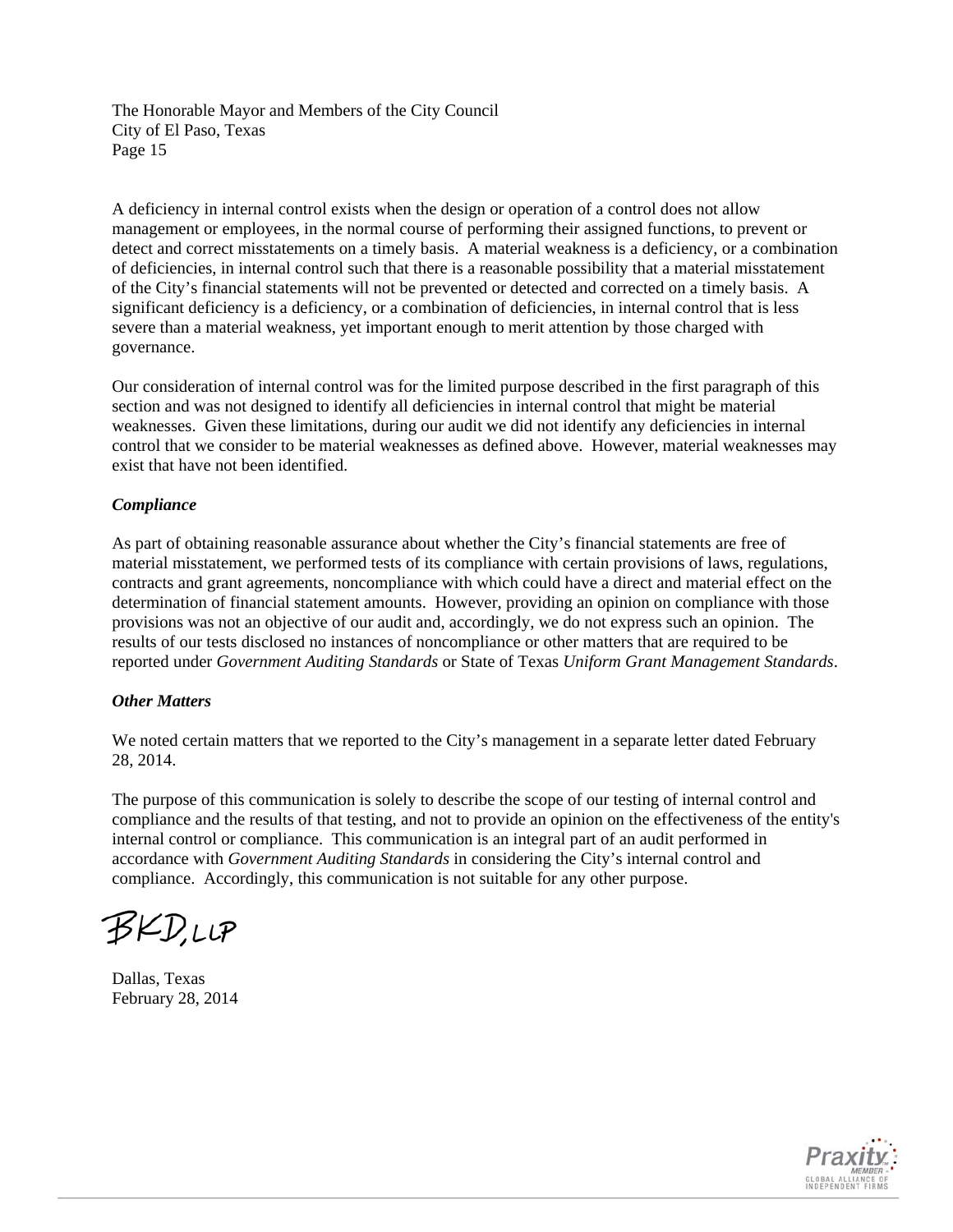The Honorable Mayor and Members of the City Council
City of El Paso, Texas

A deficiency in internal control exists when the design or operation of a control does not allow management or employees, in the normal course of performing their assigned functions, to prevent or detect and correct misstatements on a timely basis. A material weakness is a deficiency, or a combination of deficiencies, in internal control such that there is a reasonable possibility that a material misstatement of the City's financial statements will not be prevented or detected and corrected on a timely basis. A significant deficiency is a deficiency, or a combination of deficiencies, in internal control that is less severe than a material weakness, yet important enough to merit attention by those charged with governance.

Our consideration of internal control was for the limited purpose described in the first paragraph of this section and was not designed to identify all deficiencies in internal control that might be material weaknesses. Given these limitations, during our audit we did not identify any deficiencies in internal control that we consider to be material weaknesses as defined above. However, material weaknesses may exist that have not been identified.

***Compliance***

As part of obtaining reasonable assurance about whether the City's financial statements are free of material misstatement, we performed tests of its compliance with certain provisions of laws, regulations, contracts and grant agreements, noncompliance with which could have a direct and material effect on the determination of financial statement amounts. However, providing an opinion on compliance with those provisions was not an objective of our audit and, accordingly, we do not express such an opinion. The results of our tests disclosed no instances of noncompliance or other matters that are required to be reported under *Government Auditing Standards* or State of Texas *Uniform Grant Management Standards*.

***Other Matters***

We noted certain matters that we reported to the City's management in a separate letter dated February 28, 2014.

The purpose of this communication is solely to describe the scope of our testing of internal control and compliance and the results of that testing, and not to provide an opinion on the effectiveness of the entity's internal control or compliance. This communication is an integral part of an audit performed in accordance with *Government Auditing Standards* in considering the City's internal control and compliance. Accordingly, this communication is not suitable for any other purpose.

BKD, LLP

Dallas, Texas
February 28, 2014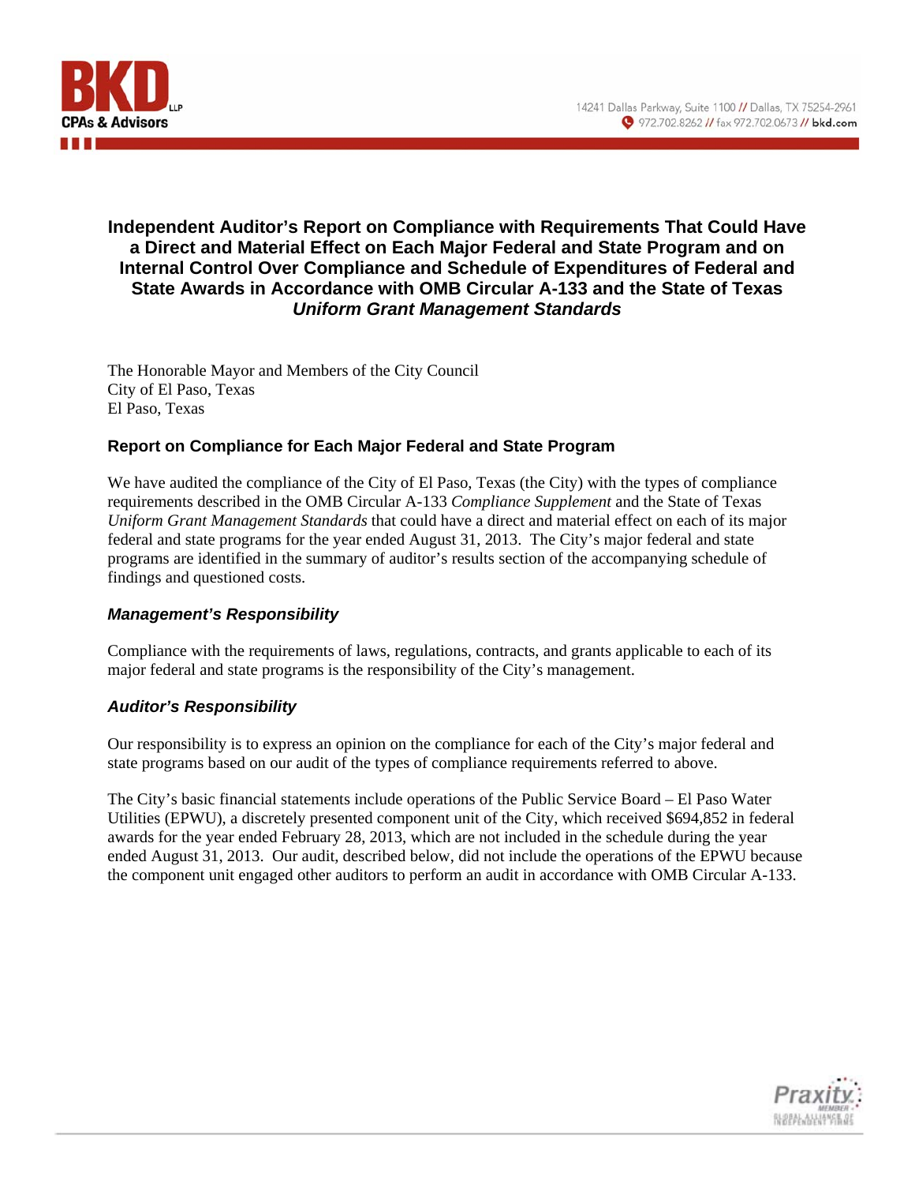# Independent Auditor's Report on Compliance with Requirements That Could Have a Direct and Material Effect on Each Major Federal and State Program and on Internal Control Over Compliance and Schedule of Expenditures of Federal and State Awards in Accordance with OMB Circular A-133 and the State of Texas *Uniform Grant Management Standards*

The Honorable Mayor and Members of the City Council
City of El Paso, Texas
El Paso, Texas

## Report on Compliance for Each Major Federal and State Program

We have audited the compliance of the City of El Paso, Texas (the City) with the types of compliance requirements described in the OMB Circular A-133 *Compliance Supplement* and the State of Texas *Uniform Grant Management Standards* that could have a direct and material effect on each of its major federal and state programs for the year ended August 31, 2013. The City's major federal and state programs are identified in the summary of auditor's results section of the accompanying schedule of findings and questioned costs.

### *Management's Responsibility*

Compliance with the requirements of laws, regulations, contracts, and grants applicable to each of its major federal and state programs is the responsibility of the City's management.

### *Auditor's Responsibility*

Our responsibility is to express an opinion on the compliance for each of the City's major federal and state programs based on our audit of the types of compliance requirements referred to above.

The City's basic financial statements include operations of the Public Service Board – El Paso Water Utilities (EPWU), a discretely presented component unit of the City, which received $694,852 in federal awards for the year ended February 28, 2013, which are not included in the schedule during the year ended August 31, 2013. Our audit, described below, did not include the operations of the EPWU because the component unit engaged other auditors to perform an audit in accordance with OMB Circular A-133.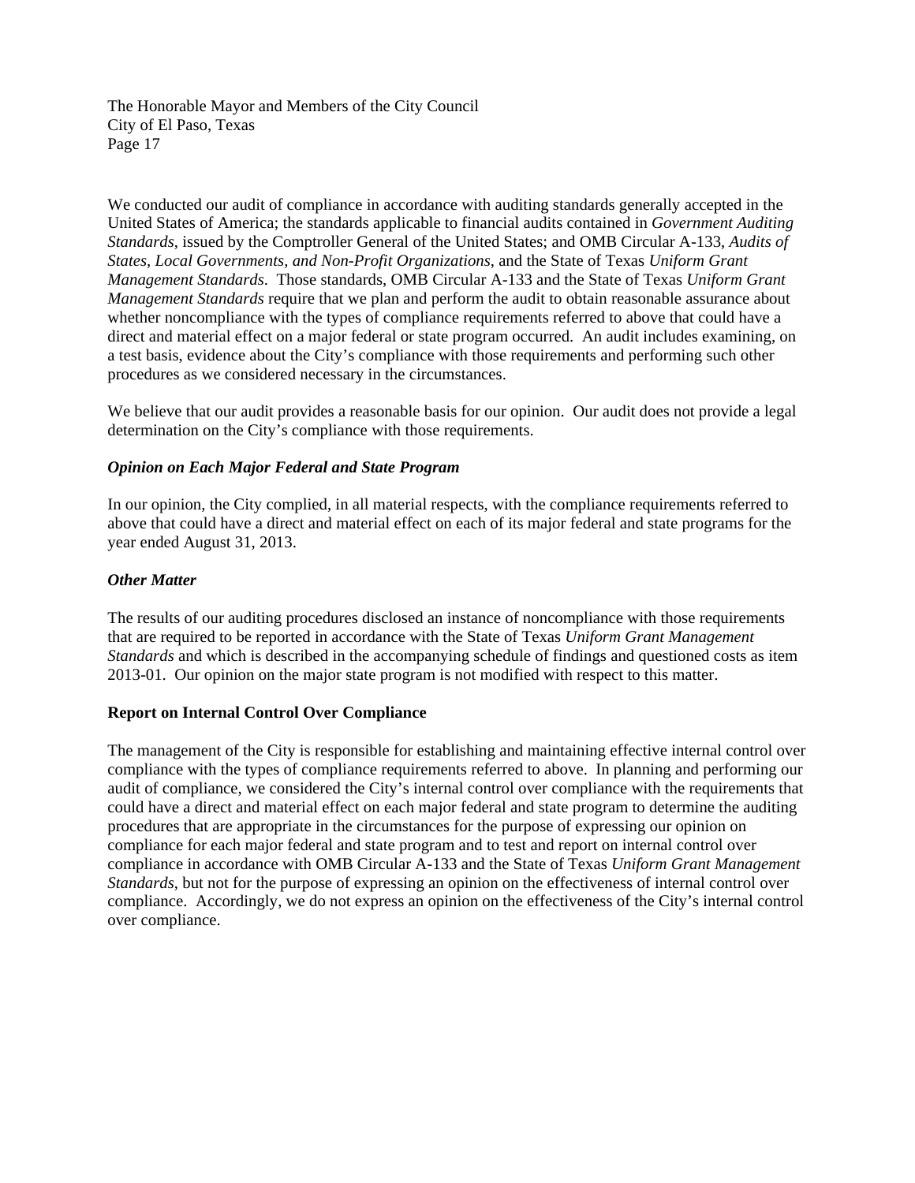We conducted our audit of compliance in accordance with auditing standards generally accepted in the United States of America; the standards applicable to financial audits contained in *Government Auditing Standards*, issued by the Comptroller General of the United States; and OMB Circular A-133, *Audits of States, Local Governments, and Non-Profit Organizations*, and the State of Texas *Uniform Grant Management Standards*. Those standards, OMB Circular A-133 and the State of Texas *Uniform Grant Management Standards* require that we plan and perform the audit to obtain reasonable assurance about whether noncompliance with the types of compliance requirements referred to above that could have a direct and material effect on a major federal or state program occurred. An audit includes examining, on a test basis, evidence about the City's compliance with those requirements and performing such other procedures as we considered necessary in the circumstances.

We believe that our audit provides a reasonable basis for our opinion. Our audit does not provide a legal determination on the City's compliance with those requirements.

***Opinion on Each Major Federal and State Program***

In our opinion, the City complied, in all material respects, with the compliance requirements referred to above that could have a direct and material effect on each of its major federal and state programs for the year ended August 31, 2013.

***Other Matter***

The results of our auditing procedures disclosed an instance of noncompliance with those requirements that are required to be reported in accordance with the State of Texas *Uniform Grant Management Standards* and which is described in the accompanying schedule of findings and questioned costs as item 2013-01. Our opinion on the major state program is not modified with respect to this matter.

**Report on Internal Control Over Compliance**

The management of the City is responsible for establishing and maintaining effective internal control over compliance with the types of compliance requirements referred to above. In planning and performing our audit of compliance, we considered the City's internal control over compliance with the requirements that could have a direct and material effect on each major federal and state program to determine the auditing procedures that are appropriate in the circumstances for the purpose of expressing our opinion on compliance for each major federal and state program and to test and report on internal control over compliance in accordance with OMB Circular A-133 and the State of Texas *Uniform Grant Management Standards*, but not for the purpose of expressing an opinion on the effectiveness of internal control over compliance. Accordingly, we do not express an opinion on the effectiveness of the City's internal control over compliance.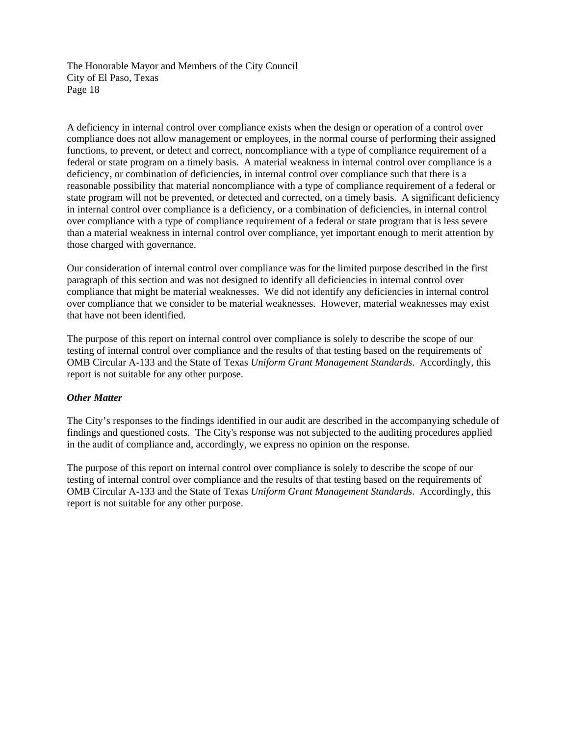A deficiency in internal control over compliance exists when the design or operation of a control over compliance does not allow management or employees, in the normal course of performing their assigned functions, to prevent, or detect and correct, noncompliance with a type of compliance requirement of a federal or state program on a timely basis. A material weakness in internal control over compliance is a deficiency, or combination of deficiencies, in internal control over compliance such that there is a reasonable possibility that material noncompliance with a type of compliance requirement of a federal or state program will not be prevented, or detected and corrected, on a timely basis. A significant deficiency in internal control over compliance is a deficiency, or a combination of deficiencies, in internal control over compliance with a type of compliance requirement of a federal or state program that is less severe than a material weakness in internal control over compliance, yet important enough to merit attention by those charged with governance.

Our consideration of internal control over compliance was for the limited purpose described in the first paragraph of this section and was not designed to identify all deficiencies in internal control over compliance that might be material weaknesses. We did not identify any deficiencies in internal control over compliance that we consider to be material weaknesses. However, material weaknesses may exist that have not been identified.

The purpose of this report on internal control over compliance is solely to describe the scope of our testing of internal control over compliance and the results of that testing based on the requirements of OMB Circular A-133 and the State of Texas *Uniform Grant Management Standards*. Accordingly, this report is not suitable for any other purpose.

***Other Matter***

The City's responses to the findings identified in our audit are described in the accompanying schedule of findings and questioned costs. The City's response was not subjected to the auditing procedures applied in the audit of compliance and, accordingly, we express no opinion on the response.

The purpose of this report on internal control over compliance is solely to describe the scope of our testing of internal control over compliance and the results of that testing based on the requirements of OMB Circular A-133 and the State of Texas *Uniform Grant Management Standards*. Accordingly, this report is not suitable for any other purpose.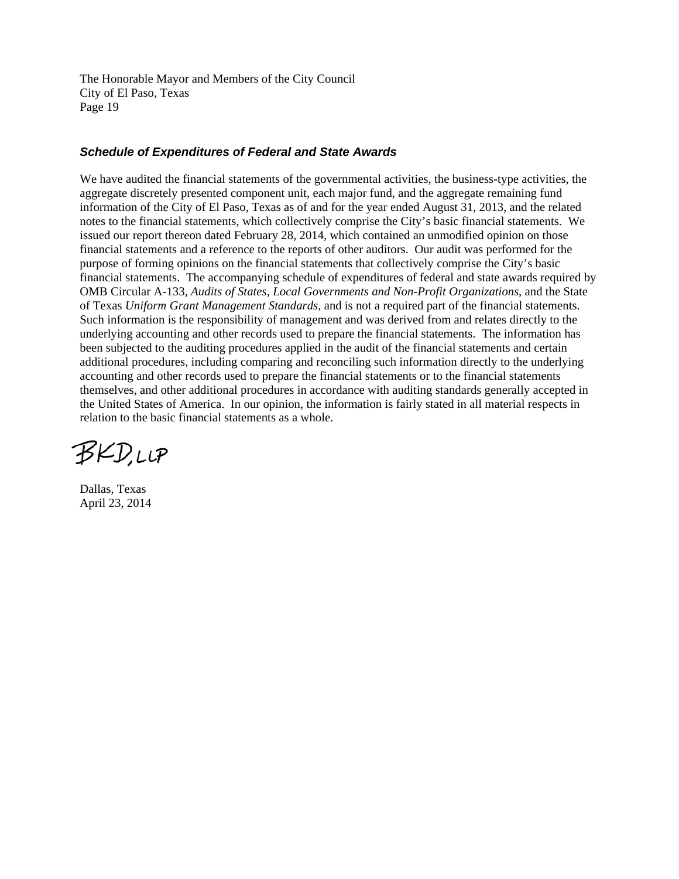The Honorable Mayor and Members of the City Council
City of El Paso, Texas
Page 19

### *Schedule of Expenditures of Federal and State Awards*

We have audited the financial statements of the governmental activities, the business-type activities, the aggregate discretely presented component unit, each major fund, and the aggregate remaining fund information of the City of El Paso, Texas as of and for the year ended August 31, 2013, and the related notes to the financial statements, which collectively comprise the City's basic financial statements. We issued our report thereon dated February 28, 2014, which contained an unmodified opinion on those financial statements and a reference to the reports of other auditors. Our audit was performed for the purpose of forming opinions on the financial statements that collectively comprise the City's basic financial statements. The accompanying schedule of expenditures of federal and state awards required by OMB Circular A-133, *Audits of States, Local Governments and Non-Profit Organizations*, and the State of Texas *Uniform Grant Management Standards*, and is not a required part of the financial statements. Such information is the responsibility of management and was derived from and relates directly to the underlying accounting and other records used to prepare the financial statements. The information has been subjected to the auditing procedures applied in the audit of the financial statements and certain additional procedures, including comparing and reconciling such information directly to the underlying accounting and other records used to prepare the financial statements or to the financial statements themselves, and other additional procedures in accordance with auditing standards generally accepted in the United States of America. In our opinion, the information is fairly stated in all material respects in relation to the basic financial statements as a whole.

BKD, LLP

Dallas, Texas
April 23, 2014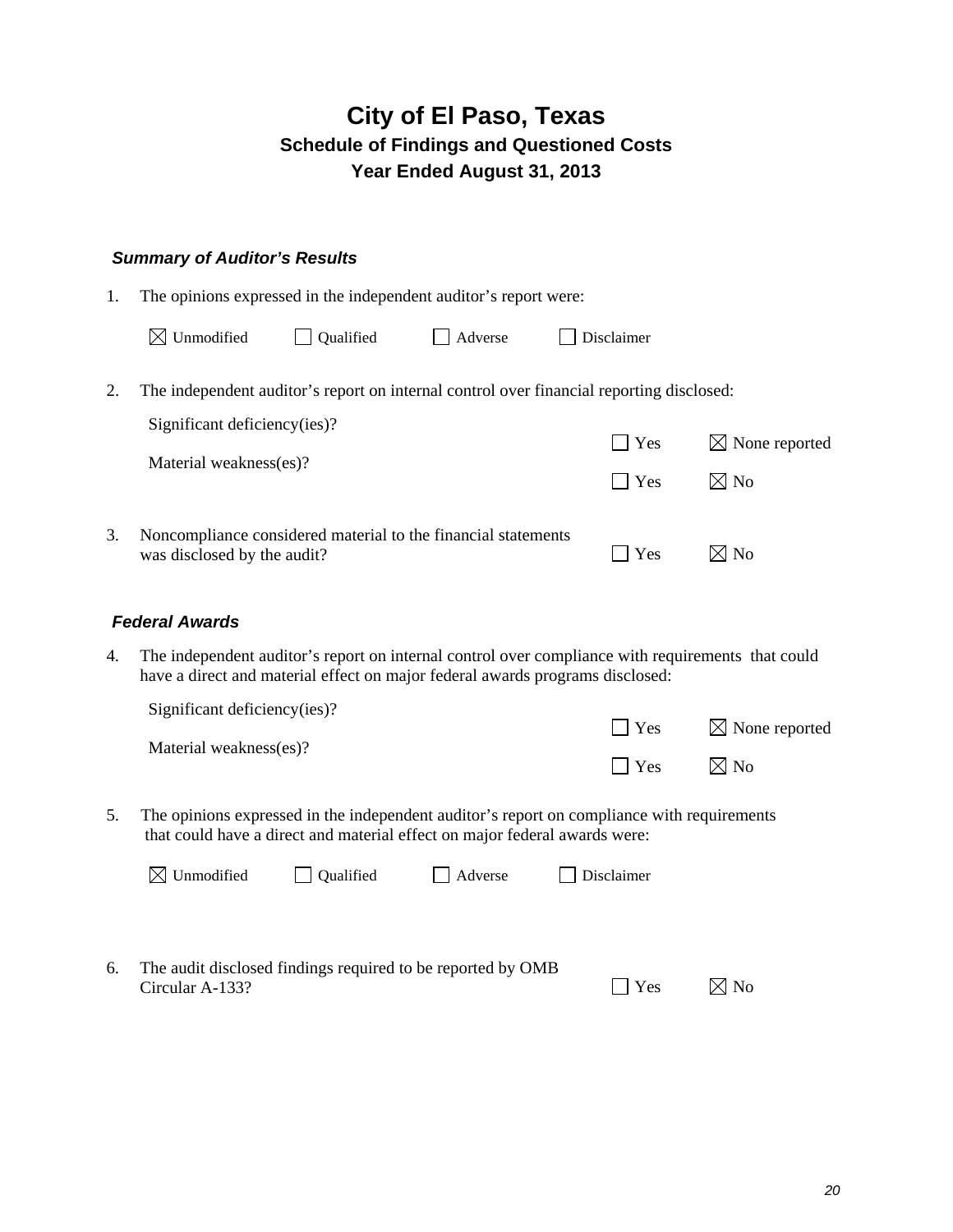# City of El Paso, Texas

## Schedule of Findings and Questioned Costs

## Year Ended August 31, 2013

### *Summary of Auditor's Results*

1. The opinions expressed in the independent auditor's report were:

   ☒ Unmodified ☐ Qualified ☐ Adverse ☐ Disclaimer

2. The independent auditor's report on internal control over financial reporting disclosed:

   | | | |
   |---|---|---|
   | Significant deficiency(ies)? | ☐ Yes | ☒ None reported |
   | Material weakness(es)? | ☐ Yes | ☒ No |

3. Noncompliance considered material to the financial statements was disclosed by the audit? ☐ Yes ☒ No

### *Federal Awards*

4. The independent auditor's report on internal control over compliance with requirements that could have a direct and material effect on major federal awards programs disclosed:

   | | | |
   |---|---|---|
   | Significant deficiency(ies)? | ☐ Yes | ☒ None reported |
   | Material weakness(es)? | ☐ Yes | ☒ No |

5. The opinions expressed in the independent auditor's report on compliance with requirements that could have a direct and material effect on major federal awards were:

   ☒ Unmodified ☐ Qualified ☐ Adverse ☐ Disclaimer

6. The audit disclosed findings required to be reported by OMB Circular A-133? ☐ Yes ☒ No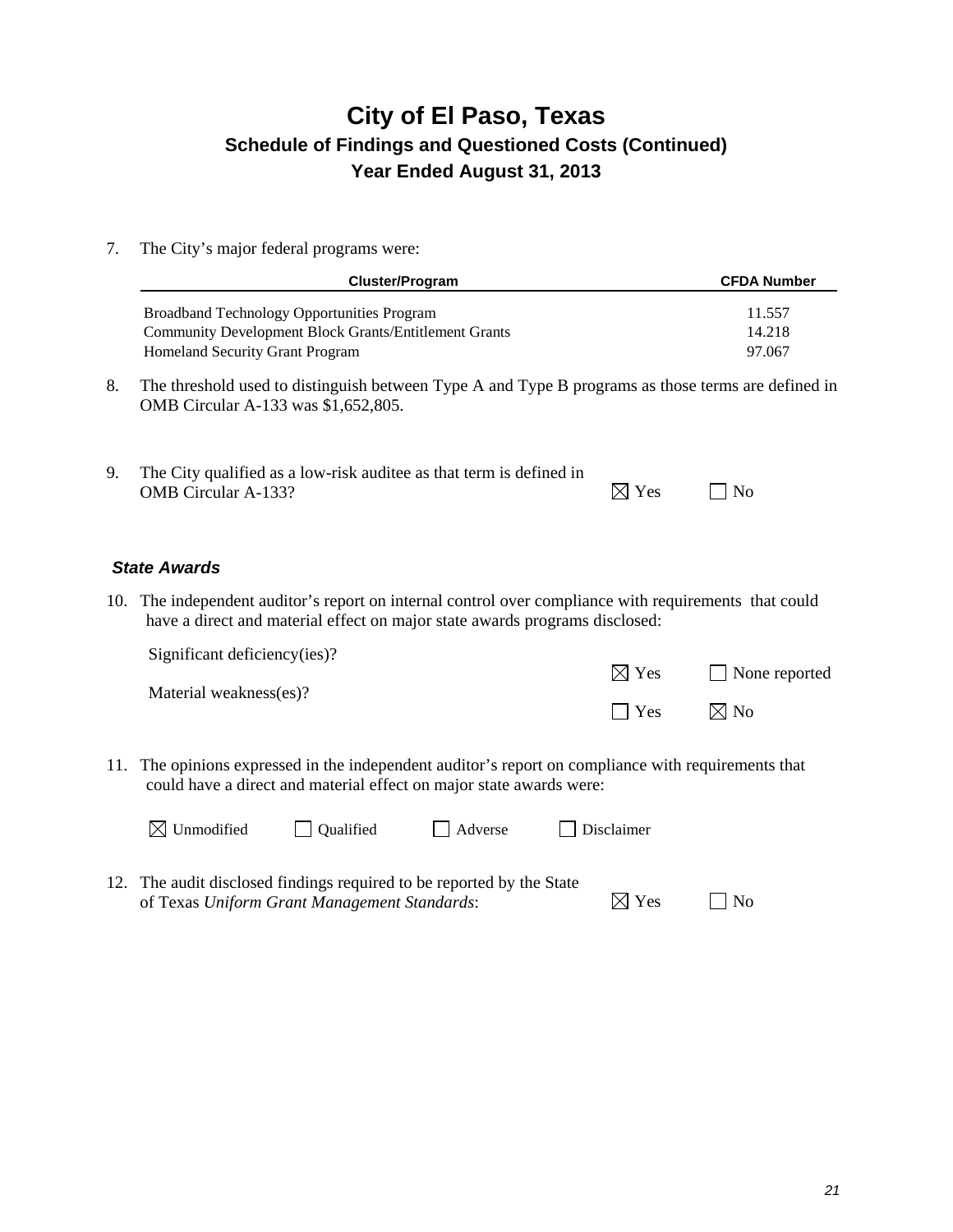# City of El Paso, Texas
## Schedule of Findings and Questioned Costs (Continued)
### Year Ended August 31, 2013

7. The City's major federal programs were:

| Cluster/Program | CFDA Number |
|---|---|
| Broadband Technology Opportunities Program | 11.557 |
| Community Development Block Grants/Entitlement Grants | 14.218 |
| Homeland Security Grant Program | 97.067 |

8. The threshold used to distinguish between Type A and Type B programs as those terms are defined in OMB Circular A-133 was $1,652,805.

9. The City qualified as a low-risk auditee as that term is defined in OMB Circular A-133? ☒ Yes ☐ No

### *State Awards*

10. The independent auditor's report on internal control over compliance with requirements that could have a direct and material effect on major state awards programs disclosed:

    Significant deficiency(ies)? ☒ Yes ☐ None reported

    Material weakness(es)? ☐ Yes ☒ No

11. The opinions expressed in the independent auditor's report on compliance with requirements that could have a direct and material effect on major state awards were:

    ☒ Unmodified ☐ Qualified ☐ Adverse ☐ Disclaimer

12. The audit disclosed findings required to be reported by the State of Texas *Uniform Grant Management Standards*: ☒ Yes ☐ No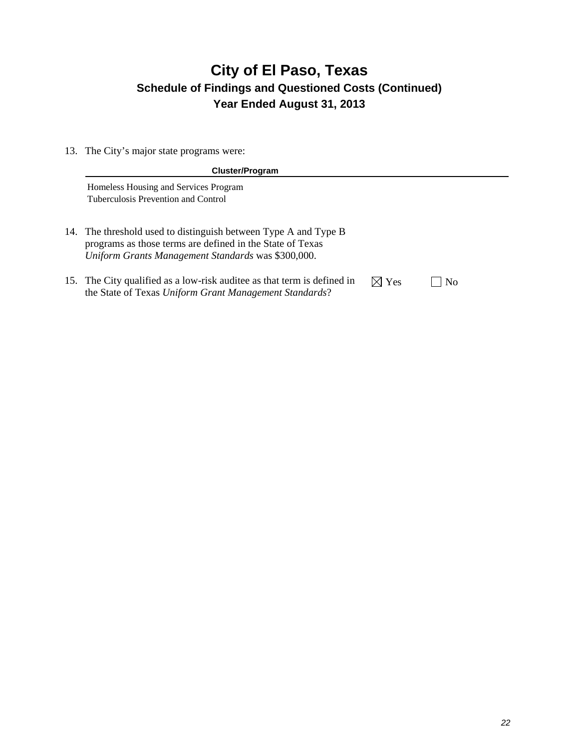# City of El Paso, Texas

## Schedule of Findings and Questioned Costs (Continued)

## Year Ended August 31, 2013

13. The City's major state programs were:

| Cluster/Program |
|---|
| Homeless Housing and Services Program |
| Tuberculosis Prevention and Control |

14. The threshold used to distinguish between Type A and Type B programs as those terms are defined in the State of Texas *Uniform Grants Management Standards* was $300,000.

15. The City qualified as a low-risk auditee as that term is defined in the State of Texas *Uniform Grant Management Standards*? ☒ Yes ☐ No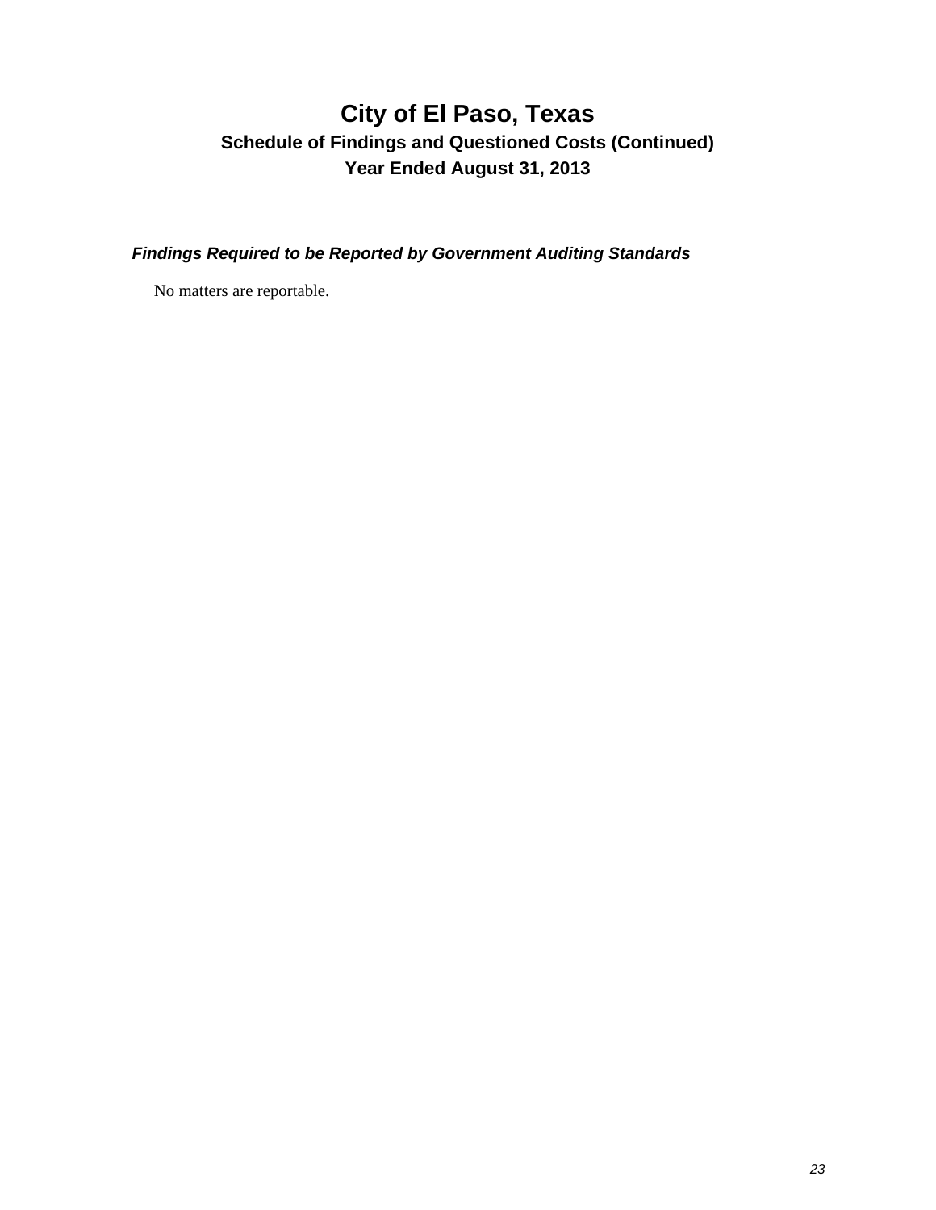# City of El Paso, Texas

## Schedule of Findings and Questioned Costs (Continued)

## Year Ended August 31, 2013

***Findings Required to be Reported by Government Auditing Standards***

No matters are reportable.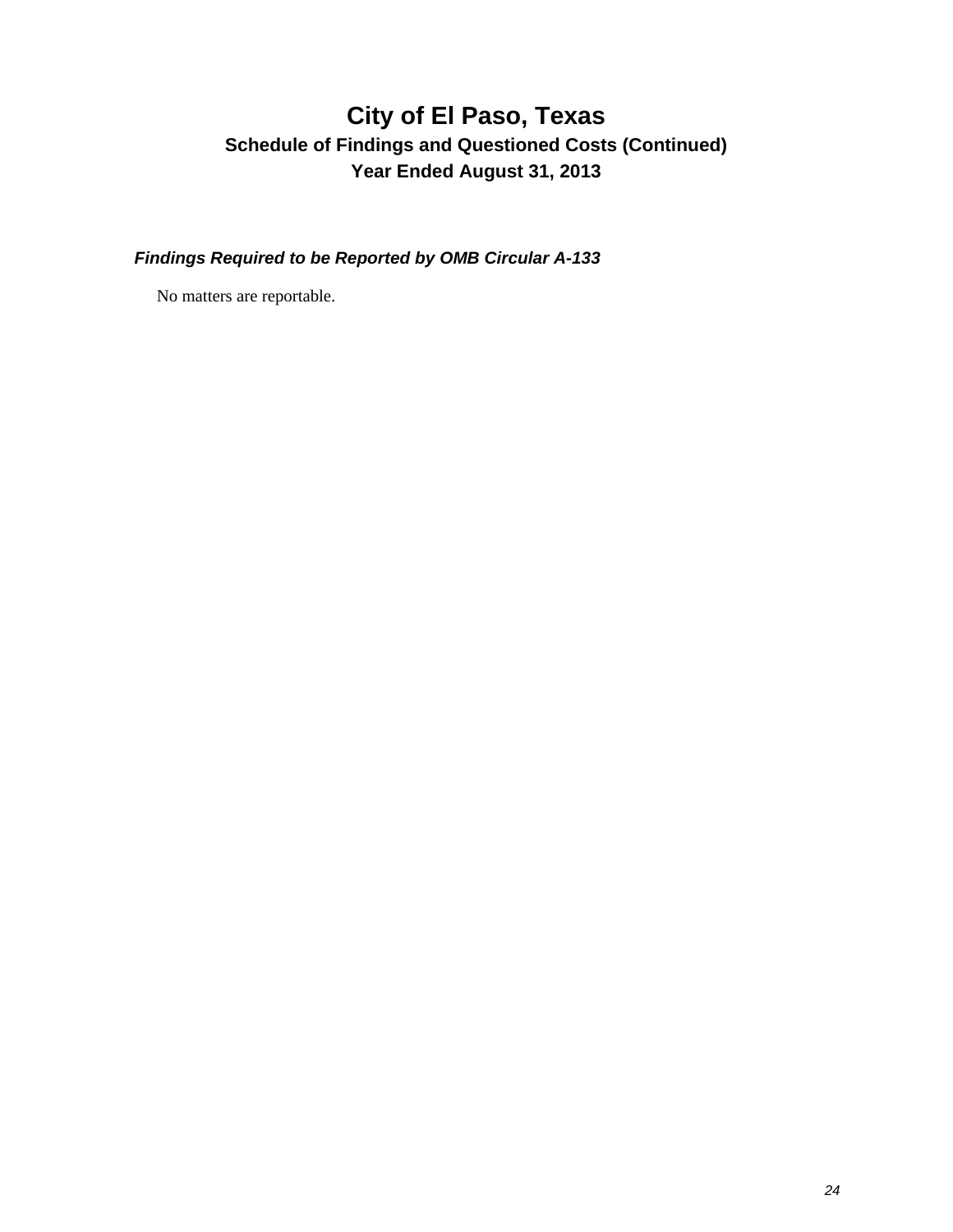# City of El Paso, Texas

## Schedule of Findings and Questioned Costs (Continued)

## Year Ended August 31, 2013

***Findings Required to be Reported by OMB Circular A-133***

No matters are reportable.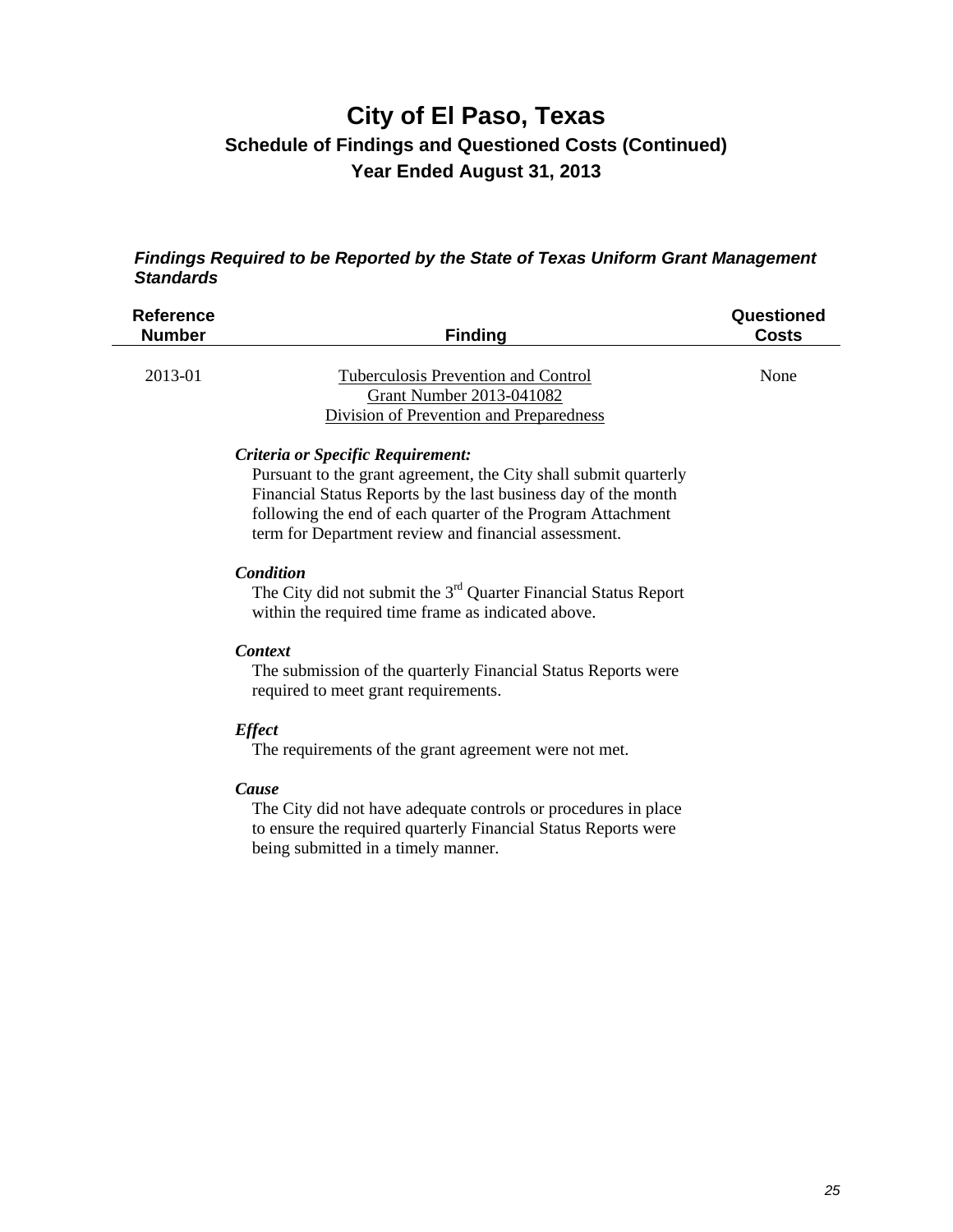# City of El Paso, Texas

## Schedule of Findings and Questioned Costs (Continued)

## Year Ended August 31, 2013

### *Findings Required to be Reported by the State of Texas Uniform Grant Management Standards*

| Reference Number | Finding | Questioned Costs |
|---|---|---|
| 2013-01 | Tuberculosis Prevention and Control<br>Grant Number 2013-041082<br>Division of Prevention and Preparedness | None |

***Criteria or Specific Requirement:***
Pursuant to the grant agreement, the City shall submit quarterly Financial Status Reports by the last business day of the month following the end of each quarter of the Program Attachment term for Department review and financial assessment.

***Condition***
The City did not submit the 3rd Quarter Financial Status Report within the required time frame as indicated above.

***Context***
The submission of the quarterly Financial Status Reports were required to meet grant requirements.

***Effect***
The requirements of the grant agreement were not met.

***Cause***
The City did not have adequate controls or procedures in place to ensure the required quarterly Financial Status Reports were being submitted in a timely manner.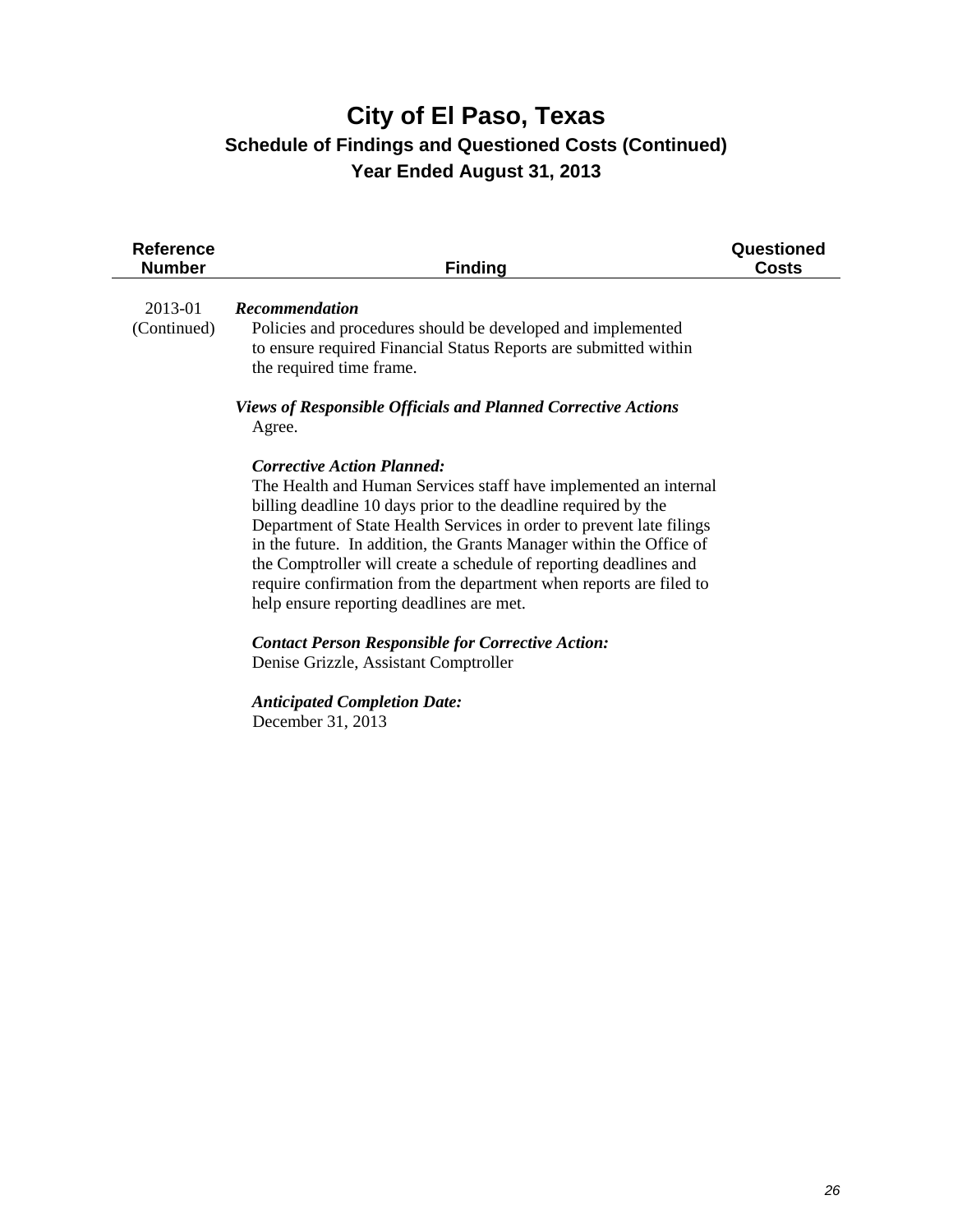# City of El Paso, Texas

## Schedule of Findings and Questioned Costs (Continued)

## Year Ended August 31, 2013

| Reference Number | Finding | Questioned Costs |
|---|---|---|
| 2013-01 (Continued) | ***Recommendation*** Policies and procedures should be developed and implemented to ensure required Financial Status Reports are submitted within the required time frame. | |

***Views of Responsible Officials and Planned Corrective Actions***
Agree.

***Corrective Action Planned:***
The Health and Human Services staff have implemented an internal billing deadline 10 days prior to the deadline required by the Department of State Health Services in order to prevent late filings in the future. In addition, the Grants Manager within the Office of the Comptroller will create a schedule of reporting deadlines and require confirmation from the department when reports are filed to help ensure reporting deadlines are met.

***Contact Person Responsible for Corrective Action:***
Denise Grizzle, Assistant Comptroller

***Anticipated Completion Date:***
December 31, 2013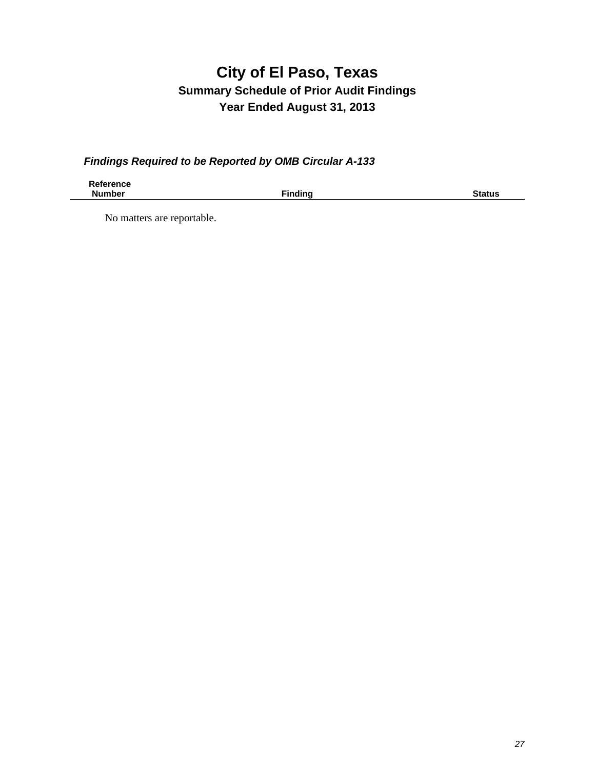# City of El Paso, Texas
## Summary Schedule of Prior Audit Findings
## Year Ended August 31, 2013

### *Findings Required to be Reported by OMB Circular A-133*

| Reference Number | Finding | Status |
|---|---|---|

No matters are reportable.